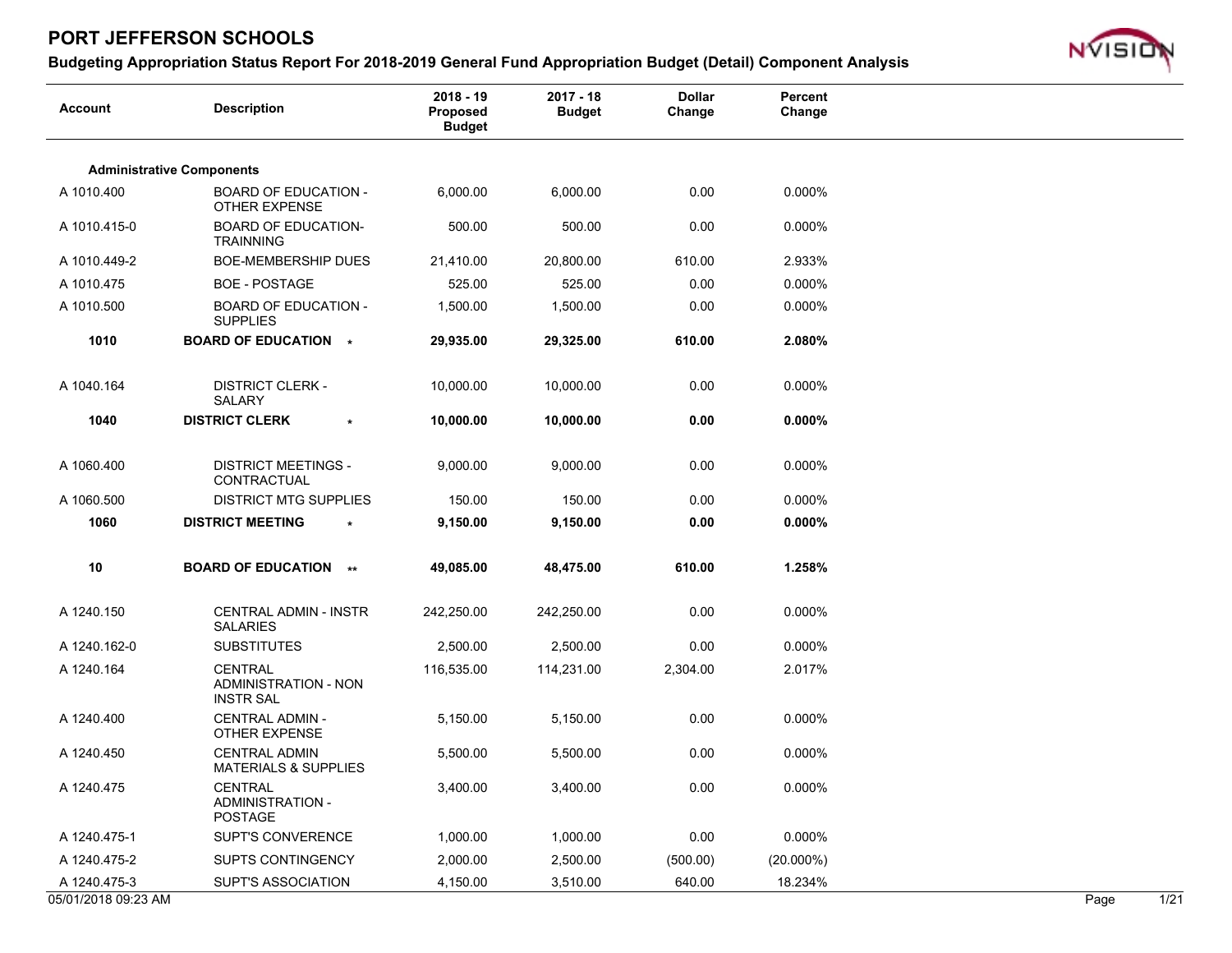# PORT JEFFERSON SCHOOLS

## Budgeting Appropriation Status Report For 2018-2019 General Fund Appropriation Budget (Detail) Component Analysis

| Account | Description | 2018 - 19 Proposed Budget | 2017 - 18 Budget | Dollar Change | Percent Change |
|---|---|---|---|---|---|
| **Administrative Components** | | | | | |
| A 1010.400 | BOARD OF EDUCATION - OTHER EXPENSE | 6,000.00 | 6,000.00 | 0.00 | 0.000% |
| A 1010.415-0 | BOARD OF EDUCATION-TRAINNING | 500.00 | 500.00 | 0.00 | 0.000% |
| A 1010.449-2 | BOE-MEMBERSHIP DUES | 21,410.00 | 20,800.00 | 610.00 | 2.933% |
| A 1010.475 | BOE - POSTAGE | 525.00 | 525.00 | 0.00 | 0.000% |
| A 1010.500 | BOARD OF EDUCATION - SUPPLIES | 1,500.00 | 1,500.00 | 0.00 | 0.000% |
| **1010** | **BOARD OF EDUCATION \*** | **29,935.00** | **29,325.00** | **610.00** | **2.080%** |
| A 1040.164 | DISTRICT CLERK - SALARY | 10,000.00 | 10,000.00 | 0.00 | 0.000% |
| **1040** | **DISTRICT CLERK \*** | **10,000.00** | **10,000.00** | **0.00** | **0.000%** |
| A 1060.400 | DISTRICT MEETINGS - CONTRACTUAL | 9,000.00 | 9,000.00 | 0.00 | 0.000% |
| A 1060.500 | DISTRICT MTG SUPPLIES | 150.00 | 150.00 | 0.00 | 0.000% |
| **1060** | **DISTRICT MEETING \*** | **9,150.00** | **9,150.00** | **0.00** | **0.000%** |
| **10** | **BOARD OF EDUCATION \*\*** | **49,085.00** | **48,475.00** | **610.00** | **1.258%** |
| A 1240.150 | CENTRAL ADMIN - INSTR SALARIES | 242,250.00 | 242,250.00 | 0.00 | 0.000% |
| A 1240.162-0 | SUBSTITUTES | 2,500.00 | 2,500.00 | 0.00 | 0.000% |
| A 1240.164 | CENTRAL ADMINISTRATION - NON INSTR SAL | 116,535.00 | 114,231.00 | 2,304.00 | 2.017% |
| A 1240.400 | CENTRAL ADMIN - OTHER EXPENSE | 5,150.00 | 5,150.00 | 0.00 | 0.000% |
| A 1240.450 | CENTRAL ADMIN MATERIALS & SUPPLIES | 5,500.00 | 5,500.00 | 0.00 | 0.000% |
| A 1240.475 | CENTRAL ADMINISTRATION - POSTAGE | 3,400.00 | 3,400.00 | 0.00 | 0.000% |
| A 1240.475-1 | SUPT'S CONVERENCE | 1,000.00 | 1,000.00 | 0.00 | 0.000% |
| A 1240.475-2 | SUPTS CONTINGENCY | 2,000.00 | 2,500.00 | (500.00) | (20.000%) |
| A 1240.475-3 | SUPT'S ASSOCIATION | 4,150.00 | 3,510.00 | 640.00 | 18.234% |

05/01/2018 09:23 AM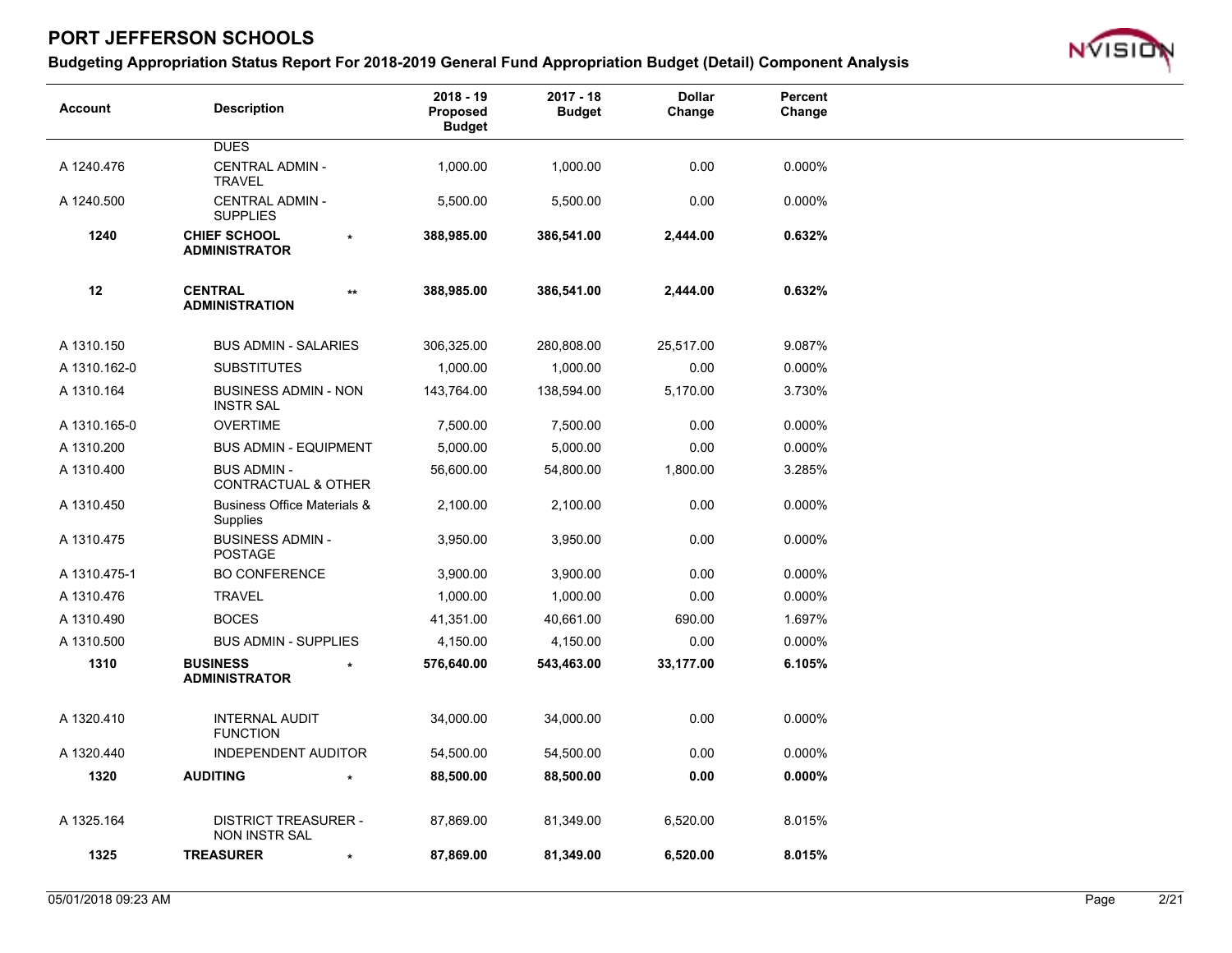# PORT JEFFERSON SCHOOLS

## Budgeting Appropriation Status Report For 2018-2019 General Fund Appropriation Budget (Detail) Component Analysis

| Account | Description | | 2018 - 19 Proposed Budget | 2017 - 18 Budget | Dollar Change | Percent Change |
|---|---|---|---|---|---|---|
| | DUES | | | | | |
| A 1240.476 | CENTRAL ADMIN - TRAVEL | | 1,000.00 | 1,000.00 | 0.00 | 0.000% |
| A 1240.500 | CENTRAL ADMIN - SUPPLIES | | 5,500.00 | 5,500.00 | 0.00 | 0.000% |
| **1240** | **CHIEF SCHOOL ADMINISTRATOR** | * | **388,985.00** | **386,541.00** | **2,444.00** | **0.632%** |
| **12** | **CENTRAL ADMINISTRATION** | ** | **388,985.00** | **386,541.00** | **2,444.00** | **0.632%** |
| A 1310.150 | BUS ADMIN - SALARIES | | 306,325.00 | 280,808.00 | 25,517.00 | 9.087% |
| A 1310.162-0 | SUBSTITUTES | | 1,000.00 | 1,000.00 | 0.00 | 0.000% |
| A 1310.164 | BUSINESS ADMIN - NON INSTR SAL | | 143,764.00 | 138,594.00 | 5,170.00 | 3.730% |
| A 1310.165-0 | OVERTIME | | 7,500.00 | 7,500.00 | 0.00 | 0.000% |
| A 1310.200 | BUS ADMIN - EQUIPMENT | | 5,000.00 | 5,000.00 | 0.00 | 0.000% |
| A 1310.400 | BUS ADMIN - CONTRACTUAL & OTHER | | 56,600.00 | 54,800.00 | 1,800.00 | 3.285% |
| A 1310.450 | Business Office Materials & Supplies | | 2,100.00 | 2,100.00 | 0.00 | 0.000% |
| A 1310.475 | BUSINESS ADMIN - POSTAGE | | 3,950.00 | 3,950.00 | 0.00 | 0.000% |
| A 1310.475-1 | BO CONFERENCE | | 3,900.00 | 3,900.00 | 0.00 | 0.000% |
| A 1310.476 | TRAVEL | | 1,000.00 | 1,000.00 | 0.00 | 0.000% |
| A 1310.490 | BOCES | | 41,351.00 | 40,661.00 | 690.00 | 1.697% |
| A 1310.500 | BUS ADMIN - SUPPLIES | | 4,150.00 | 4,150.00 | 0.00 | 0.000% |
| **1310** | **BUSINESS ADMINISTRATOR** | * | **576,640.00** | **543,463.00** | **33,177.00** | **6.105%** |
| A 1320.410 | INTERNAL AUDIT FUNCTION | | 34,000.00 | 34,000.00 | 0.00 | 0.000% |
| A 1320.440 | INDEPENDENT AUDITOR | | 54,500.00 | 54,500.00 | 0.00 | 0.000% |
| **1320** | **AUDITING** | * | **88,500.00** | **88,500.00** | **0.00** | **0.000%** |
| A 1325.164 | DISTRICT TREASURER - NON INSTR SAL | | 87,869.00 | 81,349.00 | 6,520.00 | 8.015% |
| **1325** | **TREASURER** | * | **87,869.00** | **81,349.00** | **6,520.00** | **8.015%** |

05/01/2018 09:23 AM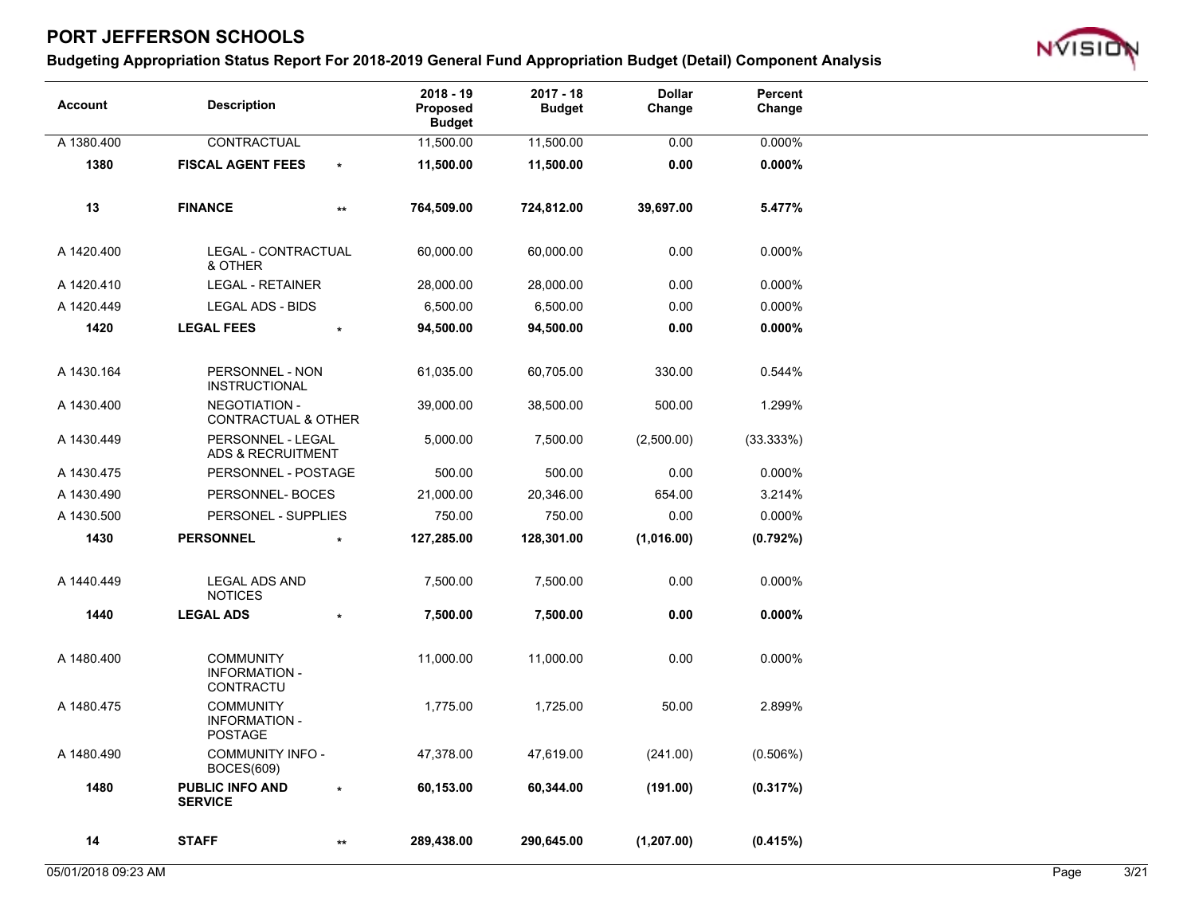# PORT JEFFERSON SCHOOLS

## Budgeting Appropriation Status Report For 2018-2019 General Fund Appropriation Budget (Detail) Component Analysis

| Account | Description | | 2018 - 19 Proposed Budget | 2017 - 18 Budget | Dollar Change | Percent Change |
|---|---|---|---|---|---|---|
| A 1380.400 | CONTRACTUAL | | 11,500.00 | 11,500.00 | 0.00 | 0.000% |
| **1380** | **FISCAL AGENT FEES** | * | **11,500.00** | **11,500.00** | **0.00** | **0.000%** |
| **13** | **FINANCE** | ** | **764,509.00** | **724,812.00** | **39,697.00** | **5.477%** |
| A 1420.400 | LEGAL - CONTRACTUAL & OTHER | | 60,000.00 | 60,000.00 | 0.00 | 0.000% |
| A 1420.410 | LEGAL - RETAINER | | 28,000.00 | 28,000.00 | 0.00 | 0.000% |
| A 1420.449 | LEGAL ADS - BIDS | | 6,500.00 | 6,500.00 | 0.00 | 0.000% |
| **1420** | **LEGAL FEES** | * | **94,500.00** | **94,500.00** | **0.00** | **0.000%** |
| A 1430.164 | PERSONNEL - NON INSTRUCTIONAL | | 61,035.00 | 60,705.00 | 330.00 | 0.544% |
| A 1430.400 | NEGOTIATION - CONTRACTUAL & OTHER | | 39,000.00 | 38,500.00 | 500.00 | 1.299% |
| A 1430.449 | PERSONNEL - LEGAL ADS & RECRUITMENT | | 5,000.00 | 7,500.00 | (2,500.00) | (33.333%) |
| A 1430.475 | PERSONNEL - POSTAGE | | 500.00 | 500.00 | 0.00 | 0.000% |
| A 1430.490 | PERSONNEL- BOCES | | 21,000.00 | 20,346.00 | 654.00 | 3.214% |
| A 1430.500 | PERSONEL - SUPPLIES | | 750.00 | 750.00 | 0.00 | 0.000% |
| **1430** | **PERSONNEL** | * | **127,285.00** | **128,301.00** | **(1,016.00)** | **(0.792%)** |
| A 1440.449 | LEGAL ADS AND NOTICES | | 7,500.00 | 7,500.00 | 0.00 | 0.000% |
| **1440** | **LEGAL ADS** | * | **7,500.00** | **7,500.00** | **0.00** | **0.000%** |
| A 1480.400 | COMMUNITY INFORMATION - CONTRACTU | | 11,000.00 | 11,000.00 | 0.00 | 0.000% |
| A 1480.475 | COMMUNITY INFORMATION - POSTAGE | | 1,775.00 | 1,725.00 | 50.00 | 2.899% |
| A 1480.490 | COMMUNITY INFO - BOCES(609) | | 47,378.00 | 47,619.00 | (241.00) | (0.506%) |
| **1480** | **PUBLIC INFO AND SERVICE** | * | **60,153.00** | **60,344.00** | **(191.00)** | **(0.317%)** |
| **14** | **STAFF** | ** | **289,438.00** | **290,645.00** | **(1,207.00)** | **(0.415%)** |

05/01/2018 09:23 AM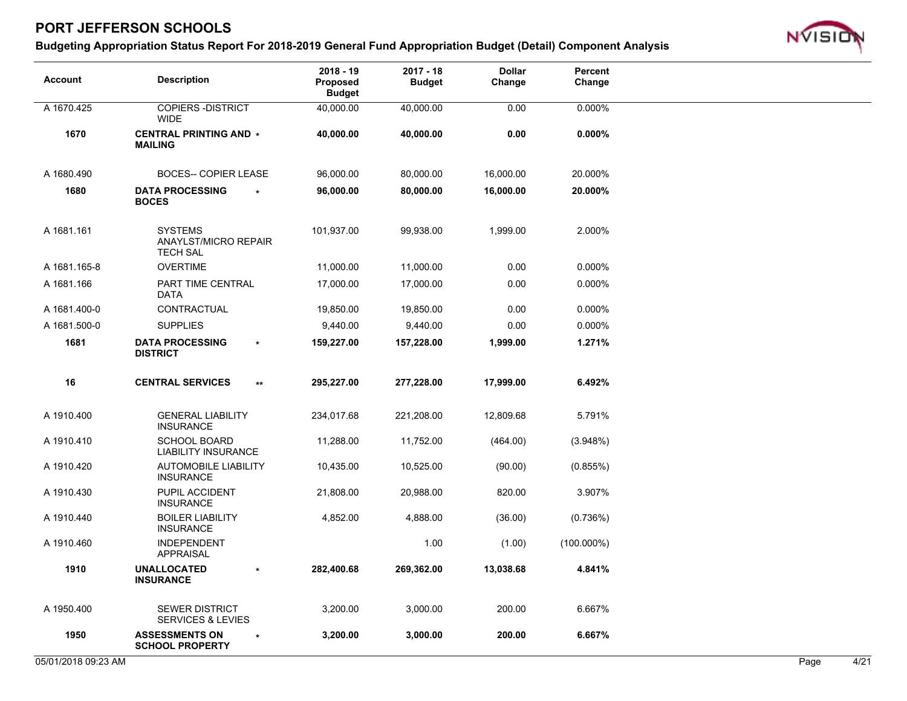# PORT JEFFERSON SCHOOLS

## Budgeting Appropriation Status Report For 2018-2019 General Fund Appropriation Budget (Detail) Component Analysis

| Account | Description | | 2018 - 19 Proposed Budget | 2017 - 18 Budget | Dollar Change | Percent Change |
|---|---|---|---|---|---|---|
| A 1670.425 | COPIERS -DISTRICT WIDE | | 40,000.00 | 40,000.00 | 0.00 | 0.000% |
| **1670** | **CENTRAL PRINTING AND MAILING** | * | **40,000.00** | **40,000.00** | **0.00** | **0.000%** |
| A 1680.490 | BOCES-- COPIER LEASE | | 96,000.00 | 80,000.00 | 16,000.00 | 20.000% |
| **1680** | **DATA PROCESSING BOCES** | * | **96,000.00** | **80,000.00** | **16,000.00** | **20.000%** |
| A 1681.161 | SYSTEMS ANAYLST/MICRO REPAIR TECH SAL | | 101,937.00 | 99,938.00 | 1,999.00 | 2.000% |
| A 1681.165-8 | OVERTIME | | 11,000.00 | 11,000.00 | 0.00 | 0.000% |
| A 1681.166 | PART TIME CENTRAL DATA | | 17,000.00 | 17,000.00 | 0.00 | 0.000% |
| A 1681.400-0 | CONTRACTUAL | | 19,850.00 | 19,850.00 | 0.00 | 0.000% |
| A 1681.500-0 | SUPPLIES | | 9,440.00 | 9,440.00 | 0.00 | 0.000% |
| **1681** | **DATA PROCESSING DISTRICT** | * | **159,227.00** | **157,228.00** | **1,999.00** | **1.271%** |
| **16** | **CENTRAL SERVICES** | ** | **295,227.00** | **277,228.00** | **17,999.00** | **6.492%** |
| A 1910.400 | GENERAL LIABILITY INSURANCE | | 234,017.68 | 221,208.00 | 12,809.68 | 5.791% |
| A 1910.410 | SCHOOL BOARD LIABILITY INSURANCE | | 11,288.00 | 11,752.00 | (464.00) | (3.948%) |
| A 1910.420 | AUTOMOBILE LIABILITY INSURANCE | | 10,435.00 | 10,525.00 | (90.00) | (0.855%) |
| A 1910.430 | PUPIL ACCIDENT INSURANCE | | 21,808.00 | 20,988.00 | 820.00 | 3.907% |
| A 1910.440 | BOILER LIABILITY INSURANCE | | 4,852.00 | 4,888.00 | (36.00) | (0.736%) |
| A 1910.460 | INDEPENDENT APPRAISAL | | | 1.00 | (1.00) | (100.000%) |
| **1910** | **UNALLOCATED INSURANCE** | * | **282,400.68** | **269,362.00** | **13,038.68** | **4.841%** |
| A 1950.400 | SEWER DISTRICT SERVICES & LEVIES | | 3,200.00 | 3,000.00 | 200.00 | 6.667% |
| **1950** | **ASSESSMENTS ON SCHOOL PROPERTY** | * | **3,200.00** | **3,000.00** | **200.00** | **6.667%** |

05/01/2018 09:23 AM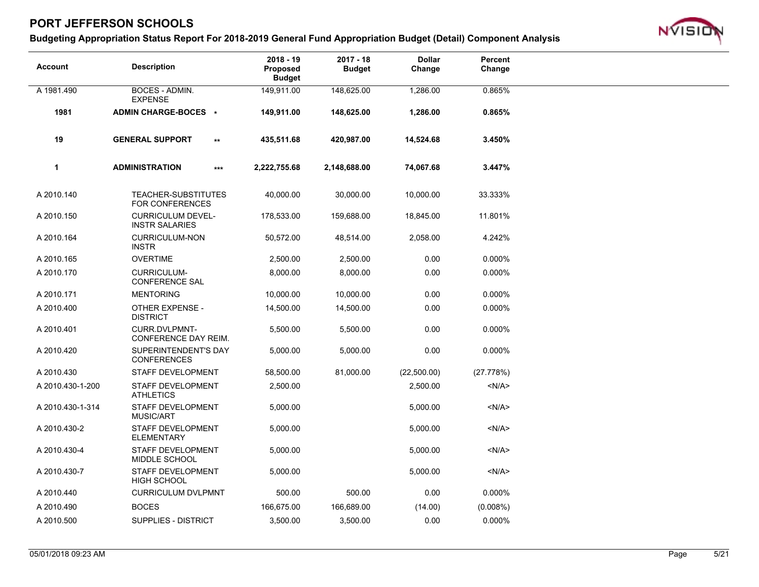# PORT JEFFERSON SCHOOLS

## Budgeting Appropriation Status Report For 2018-2019 General Fund Appropriation Budget (Detail) Component Analysis

| Account | Description | 2018 - 19 Proposed Budget | 2017 - 18 Budget | Dollar Change | Percent Change |
|---|---|---|---|---|---|
| A 1981.490 | BOCES - ADMIN. EXPENSE | 149,911.00 | 148,625.00 | 1,286.00 | 0.865% |
| **1981** | **ADMIN CHARGE-BOCES** * | **149,911.00** | **148,625.00** | **1,286.00** | **0.865%** |
| **19** | **GENERAL SUPPORT** ** | **435,511.68** | **420,987.00** | **14,524.68** | **3.450%** |
| **1** | **ADMINISTRATION** *** | **2,222,755.68** | **2,148,688.00** | **74,067.68** | **3.447%** |
| A 2010.140 | TEACHER-SUBSTITUTES FOR CONFERENCES | 40,000.00 | 30,000.00 | 10,000.00 | 33.333% |
| A 2010.150 | CURRICULUM DEVEL-INSTR SALARIES | 178,533.00 | 159,688.00 | 18,845.00 | 11.801% |
| A 2010.164 | CURRICULUM-NON INSTR | 50,572.00 | 48,514.00 | 2,058.00 | 4.242% |
| A 2010.165 | OVERTIME | 2,500.00 | 2,500.00 | 0.00 | 0.000% |
| A 2010.170 | CURRICULUM-CONFERENCE SAL | 8,000.00 | 8,000.00 | 0.00 | 0.000% |
| A 2010.171 | MENTORING | 10,000.00 | 10,000.00 | 0.00 | 0.000% |
| A 2010.400 | OTHER EXPENSE - DISTRICT | 14,500.00 | 14,500.00 | 0.00 | 0.000% |
| A 2010.401 | CURR.DVLPMNT-CONFERENCE DAY REIM. | 5,500.00 | 5,500.00 | 0.00 | 0.000% |
| A 2010.420 | SUPERINTENDENT'S DAY CONFERENCES | 5,000.00 | 5,000.00 | 0.00 | 0.000% |
| A 2010.430 | STAFF DEVELOPMENT | 58,500.00 | 81,000.00 | (22,500.00) | (27.778%) |
| A 2010.430-1-200 | STAFF DEVELOPMENT ATHLETICS | 2,500.00 | | 2,500.00 | <N/A> |
| A 2010.430-1-314 | STAFF DEVELOPMENT MUSIC/ART | 5,000.00 | | 5,000.00 | <N/A> |
| A 2010.430-2 | STAFF DEVELOPMENT ELEMENTARY | 5,000.00 | | 5,000.00 | <N/A> |
| A 2010.430-4 | STAFF DEVELOPMENT MIDDLE SCHOOL | 5,000.00 | | 5,000.00 | <N/A> |
| A 2010.430-7 | STAFF DEVELOPMENT HIGH SCHOOL | 5,000.00 | | 5,000.00 | <N/A> |
| A 2010.440 | CURRICULUM DVLPMNT | 500.00 | 500.00 | 0.00 | 0.000% |
| A 2010.490 | BOCES | 166,675.00 | 166,689.00 | (14.00) | (0.008%) |
| A 2010.500 | SUPPLIES - DISTRICT | 3,500.00 | 3,500.00 | 0.00 | 0.000% |

05/01/2018 09:23 AM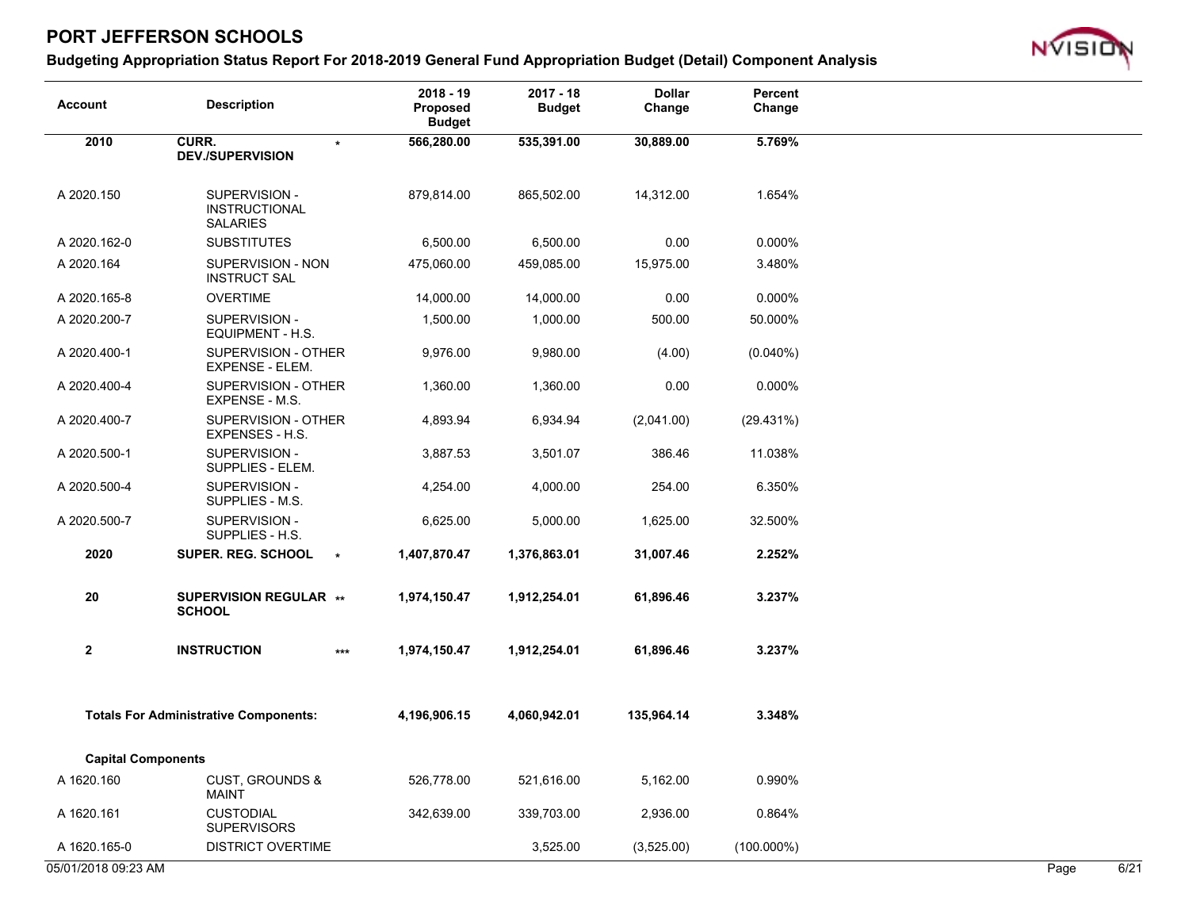# PORT JEFFERSON SCHOOLS

## Budgeting Appropriation Status Report For 2018-2019 General Fund Appropriation Budget (Detail) Component Analysis

| Account | Description | | 2018 - 19 Proposed Budget | 2017 - 18 Budget | Dollar Change | Percent Change |
|---|---|---|---|---|---|---|
| **2010** | **CURR. DEV./SUPERVISION** | * | **566,280.00** | **535,391.00** | **30,889.00** | **5.769%** |
| A 2020.150 | SUPERVISION - INSTRUCTIONAL SALARIES | | 879,814.00 | 865,502.00 | 14,312.00 | 1.654% |
| A 2020.162-0 | SUBSTITUTES | | 6,500.00 | 6,500.00 | 0.00 | 0.000% |
| A 2020.164 | SUPERVISION - NON INSTRUCT SAL | | 475,060.00 | 459,085.00 | 15,975.00 | 3.480% |
| A 2020.165-8 | OVERTIME | | 14,000.00 | 14,000.00 | 0.00 | 0.000% |
| A 2020.200-7 | SUPERVISION - EQUIPMENT - H.S. | | 1,500.00 | 1,000.00 | 500.00 | 50.000% |
| A 2020.400-1 | SUPERVISION - OTHER EXPENSE - ELEM. | | 9,976.00 | 9,980.00 | (4.00) | (0.040%) |
| A 2020.400-4 | SUPERVISION - OTHER EXPENSE - M.S. | | 1,360.00 | 1,360.00 | 0.00 | 0.000% |
| A 2020.400-7 | SUPERVISION - OTHER EXPENSES - H.S. | | 4,893.94 | 6,934.94 | (2,041.00) | (29.431%) |
| A 2020.500-1 | SUPERVISION - SUPPLIES - ELEM. | | 3,887.53 | 3,501.07 | 386.46 | 11.038% |
| A 2020.500-4 | SUPERVISION - SUPPLIES - M.S. | | 4,254.00 | 4,000.00 | 254.00 | 6.350% |
| A 2020.500-7 | SUPERVISION - SUPPLIES - H.S. | | 6,625.00 | 5,000.00 | 1,625.00 | 32.500% |
| **2020** | **SUPER. REG. SCHOOL** | * | **1,407,870.47** | **1,376,863.01** | **31,007.46** | **2.252%** |
| **20** | **SUPERVISION REGULAR SCHOOL** | ** | **1,974,150.47** | **1,912,254.01** | **61,896.46** | **3.237%** |
| **2** | **INSTRUCTION** | *** | **1,974,150.47** | **1,912,254.01** | **61,896.46** | **3.237%** |
| **Totals For Administrative Components:** | | | **4,196,906.15** | **4,060,942.01** | **135,964.14** | **3.348%** |
| **Capital Components** | | | | | | |
| A 1620.160 | CUST, GROUNDS & MAINT | | 526,778.00 | 521,616.00 | 5,162.00 | 0.990% |
| A 1620.161 | CUSTODIAL SUPERVISORS | | 342,639.00 | 339,703.00 | 2,936.00 | 0.864% |
| A 1620.165-0 | DISTRICT OVERTIME | | | 3,525.00 | (3,525.00) | (100.000%) |

05/01/2018 09:23 AM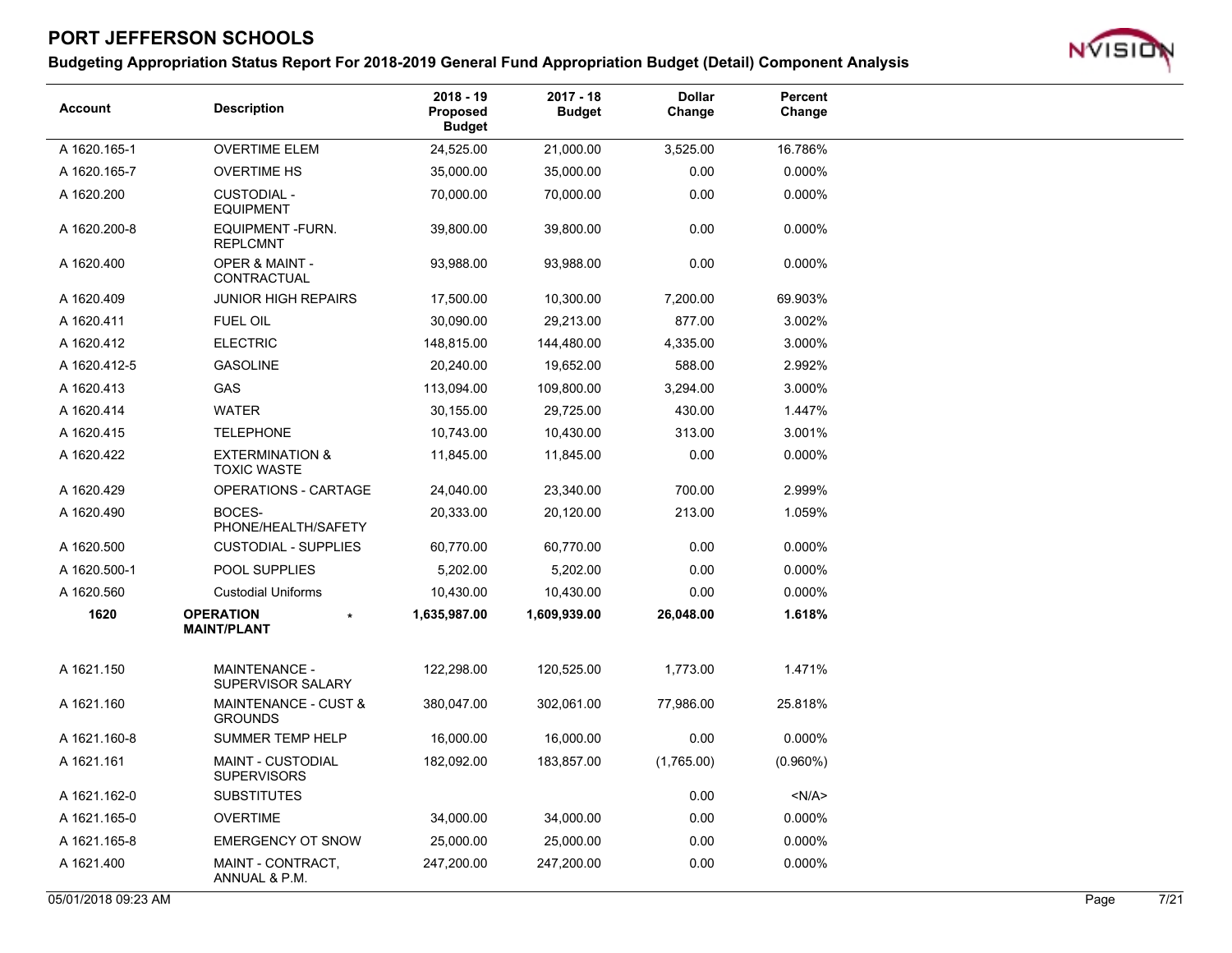# PORT JEFFERSON SCHOOLS

## Budgeting Appropriation Status Report For 2018-2019 General Fund Appropriation Budget (Detail) Component Analysis

| Account | Description | 2018 - 19 Proposed Budget | 2017 - 18 Budget | Dollar Change | Percent Change |
|---|---|---|---|---|---|
| A 1620.165-1 | OVERTIME ELEM | 24,525.00 | 21,000.00 | 3,525.00 | 16.786% |
| A 1620.165-7 | OVERTIME HS | 35,000.00 | 35,000.00 | 0.00 | 0.000% |
| A 1620.200 | CUSTODIAL - EQUIPMENT | 70,000.00 | 70,000.00 | 0.00 | 0.000% |
| A 1620.200-8 | EQUIPMENT -FURN. REPLCMNT | 39,800.00 | 39,800.00 | 0.00 | 0.000% |
| A 1620.400 | OPER & MAINT - CONTRACTUAL | 93,988.00 | 93,988.00 | 0.00 | 0.000% |
| A 1620.409 | JUNIOR HIGH REPAIRS | 17,500.00 | 10,300.00 | 7,200.00 | 69.903% |
| A 1620.411 | FUEL OIL | 30,090.00 | 29,213.00 | 877.00 | 3.002% |
| A 1620.412 | ELECTRIC | 148,815.00 | 144,480.00 | 4,335.00 | 3.000% |
| A 1620.412-5 | GASOLINE | 20,240.00 | 19,652.00 | 588.00 | 2.992% |
| A 1620.413 | GAS | 113,094.00 | 109,800.00 | 3,294.00 | 3.000% |
| A 1620.414 | WATER | 30,155.00 | 29,725.00 | 430.00 | 1.447% |
| A 1620.415 | TELEPHONE | 10,743.00 | 10,430.00 | 313.00 | 3.001% |
| A 1620.422 | EXTERMINATION & TOXIC WASTE | 11,845.00 | 11,845.00 | 0.00 | 0.000% |
| A 1620.429 | OPERATIONS - CARTAGE | 24,040.00 | 23,340.00 | 700.00 | 2.999% |
| A 1620.490 | BOCES-PHONE/HEALTH/SAFETY | 20,333.00 | 20,120.00 | 213.00 | 1.059% |
| A 1620.500 | CUSTODIAL - SUPPLIES | 60,770.00 | 60,770.00 | 0.00 | 0.000% |
| A 1620.500-1 | POOL SUPPLIES | 5,202.00 | 5,202.00 | 0.00 | 0.000% |
| A 1620.560 | Custodial Uniforms | 10,430.00 | 10,430.00 | 0.00 | 0.000% |
| **1620** | **OPERATION MAINT/PLANT** * | **1,635,987.00** | **1,609,939.00** | **26,048.00** | **1.618%** |
| A 1621.150 | MAINTENANCE - SUPERVISOR SALARY | 122,298.00 | 120,525.00 | 1,773.00 | 1.471% |
| A 1621.160 | MAINTENANCE - CUST & GROUNDS | 380,047.00 | 302,061.00 | 77,986.00 | 25.818% |
| A 1621.160-8 | SUMMER TEMP HELP | 16,000.00 | 16,000.00 | 0.00 | 0.000% |
| A 1621.161 | MAINT - CUSTODIAL SUPERVISORS | 182,092.00 | 183,857.00 | (1,765.00) | (0.960%) |
| A 1621.162-0 | SUBSTITUTES | | | 0.00 | <N/A> |
| A 1621.165-0 | OVERTIME | 34,000.00 | 34,000.00 | 0.00 | 0.000% |
| A 1621.165-8 | EMERGENCY OT SNOW | 25,000.00 | 25,000.00 | 0.00 | 0.000% |
| A 1621.400 | MAINT - CONTRACT, ANNUAL & P.M. | 247,200.00 | 247,200.00 | 0.00 | 0.000% |

05/01/2018 09:23 AM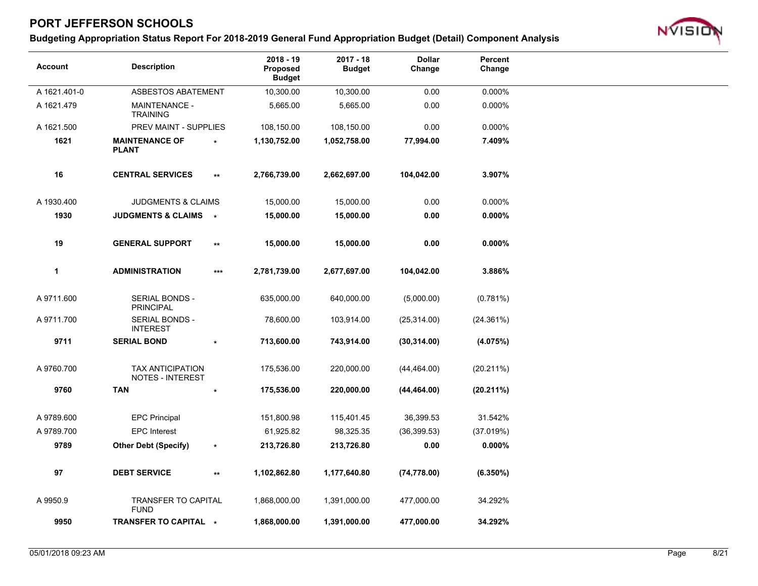# PORT JEFFERSON SCHOOLS

## Budgeting Appropriation Status Report For 2018-2019 General Fund Appropriation Budget (Detail) Component Analysis

| Account | Description | | 2018 - 19 Proposed Budget | 2017 - 18 Budget | Dollar Change | Percent Change |
|---|---|---|---|---|---|---|
| A 1621.401-0 | ASBESTOS ABATEMENT | | 10,300.00 | 10,300.00 | 0.00 | 0.000% |
| A 1621.479 | MAINTENANCE - TRAINING | | 5,665.00 | 5,665.00 | 0.00 | 0.000% |
| A 1621.500 | PREV MAINT - SUPPLIES | | 108,150.00 | 108,150.00 | 0.00 | 0.000% |
| **1621** | **MAINTENANCE OF PLANT** | * | **1,130,752.00** | **1,052,758.00** | **77,994.00** | **7.409%** |
| **16** | **CENTRAL SERVICES** | ** | **2,766,739.00** | **2,662,697.00** | **104,042.00** | **3.907%** |
| A 1930.400 | JUDGMENTS & CLAIMS | | 15,000.00 | 15,000.00 | 0.00 | 0.000% |
| **1930** | **JUDGMENTS & CLAIMS** | * | **15,000.00** | **15,000.00** | **0.00** | **0.000%** |
| **19** | **GENERAL SUPPORT** | ** | **15,000.00** | **15,000.00** | **0.00** | **0.000%** |
| **1** | **ADMINISTRATION** | *** | **2,781,739.00** | **2,677,697.00** | **104,042.00** | **3.886%** |
| A 9711.600 | SERIAL BONDS - PRINCIPAL | | 635,000.00 | 640,000.00 | (5,000.00) | (0.781%) |
| A 9711.700 | SERIAL BONDS - INTEREST | | 78,600.00 | 103,914.00 | (25,314.00) | (24.361%) |
| **9711** | **SERIAL BOND** | * | **713,600.00** | **743,914.00** | **(30,314.00)** | **(4.075%)** |
| A 9760.700 | TAX ANTICIPATION NOTES - INTEREST | | 175,536.00 | 220,000.00 | (44,464.00) | (20.211%) |
| **9760** | **TAN** | * | **175,536.00** | **220,000.00** | **(44,464.00)** | **(20.211%)** |
| A 9789.600 | EPC Principal | | 151,800.98 | 115,401.45 | 36,399.53 | 31.542% |
| A 9789.700 | EPC Interest | | 61,925.82 | 98,325.35 | (36,399.53) | (37.019%) |
| **9789** | **Other Debt (Specify)** | * | **213,726.80** | **213,726.80** | **0.00** | **0.000%** |
| **97** | **DEBT SERVICE** | ** | **1,102,862.80** | **1,177,640.80** | **(74,778.00)** | **(6.350%)** |
| A 9950.9 | TRANSFER TO CAPITAL FUND | | 1,868,000.00 | 1,391,000.00 | 477,000.00 | 34.292% |
| **9950** | **TRANSFER TO CAPITAL** | * | **1,868,000.00** | **1,391,000.00** | **477,000.00** | **34.292%** |

05/01/2018 09:23 AM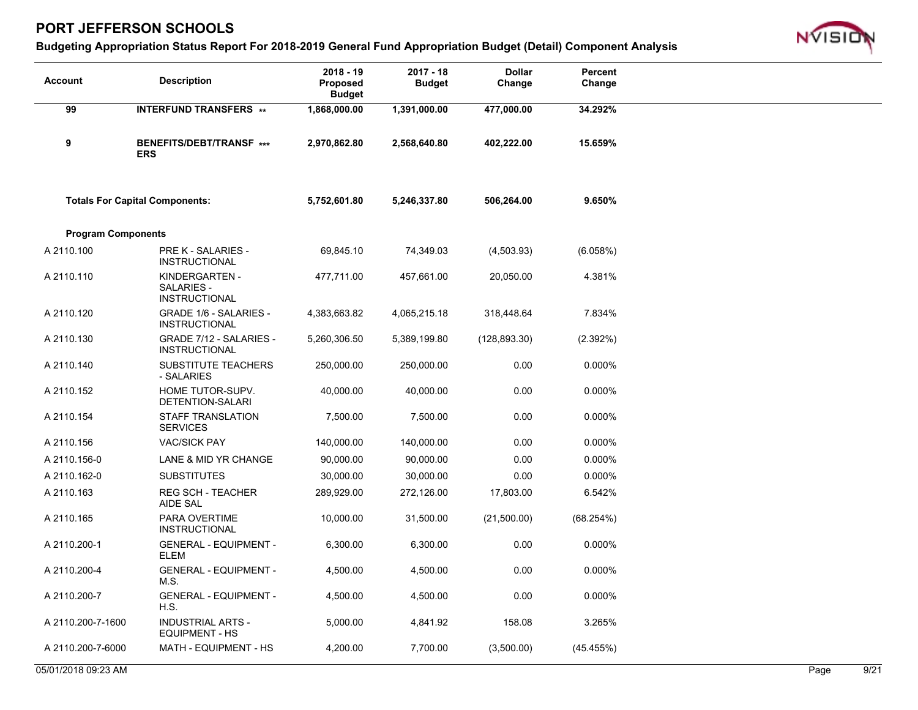# PORT JEFFERSON SCHOOLS

## Budgeting Appropriation Status Report For 2018-2019 General Fund Appropriation Budget (Detail) Component Analysis

| Account | Description | 2018 - 19 Proposed Budget | 2017 - 18 Budget | Dollar Change | Percent Change |
|---|---|---|---|---|---|
| **99** | **INTERFUND TRANSFERS \*\*** | **1,868,000.00** | **1,391,000.00** | **477,000.00** | **34.292%** |
| **9** | **BENEFITS/DEBT/TRANSF \*\*\* ERS** | **2,970,862.80** | **2,568,640.80** | **402,222.00** | **15.659%** |
| **Totals For Capital Components:** | | **5,752,601.80** | **5,246,337.80** | **506,264.00** | **9.650%** |
| **Program Components** | | | | | |
| A 2110.100 | PRE K - SALARIES - INSTRUCTIONAL | 69,845.10 | 74,349.03 | (4,503.93) | (6.058%) |
| A 2110.110 | KINDERGARTEN - SALARIES - INSTRUCTIONAL | 477,711.00 | 457,661.00 | 20,050.00 | 4.381% |
| A 2110.120 | GRADE 1/6 - SALARIES - INSTRUCTIONAL | 4,383,663.82 | 4,065,215.18 | 318,448.64 | 7.834% |
| A 2110.130 | GRADE 7/12 - SALARIES - INSTRUCTIONAL | 5,260,306.50 | 5,389,199.80 | (128,893.30) | (2.392%) |
| A 2110.140 | SUBSTITUTE TEACHERS - SALARIES | 250,000.00 | 250,000.00 | 0.00 | 0.000% |
| A 2110.152 | HOME TUTOR-SUPV. DETENTION-SALARI | 40,000.00 | 40,000.00 | 0.00 | 0.000% |
| A 2110.154 | STAFF TRANSLATION SERVICES | 7,500.00 | 7,500.00 | 0.00 | 0.000% |
| A 2110.156 | VAC/SICK PAY | 140,000.00 | 140,000.00 | 0.00 | 0.000% |
| A 2110.156-0 | LANE & MID YR CHANGE | 90,000.00 | 90,000.00 | 0.00 | 0.000% |
| A 2110.162-0 | SUBSTITUTES | 30,000.00 | 30,000.00 | 0.00 | 0.000% |
| A 2110.163 | REG SCH - TEACHER AIDE SAL | 289,929.00 | 272,126.00 | 17,803.00 | 6.542% |
| A 2110.165 | PARA OVERTIME INSTRUCTIONAL | 10,000.00 | 31,500.00 | (21,500.00) | (68.254%) |
| A 2110.200-1 | GENERAL - EQUIPMENT - ELEM | 6,300.00 | 6,300.00 | 0.00 | 0.000% |
| A 2110.200-4 | GENERAL - EQUIPMENT - M.S. | 4,500.00 | 4,500.00 | 0.00 | 0.000% |
| A 2110.200-7 | GENERAL - EQUIPMENT - H.S. | 4,500.00 | 4,500.00 | 0.00 | 0.000% |
| A 2110.200-7-1600 | INDUSTRIAL ARTS - EQUIPMENT - HS | 5,000.00 | 4,841.92 | 158.08 | 3.265% |
| A 2110.200-7-6000 | MATH - EQUIPMENT - HS | 4,200.00 | 7,700.00 | (3,500.00) | (45.455%) |

05/01/2018 09:23 AM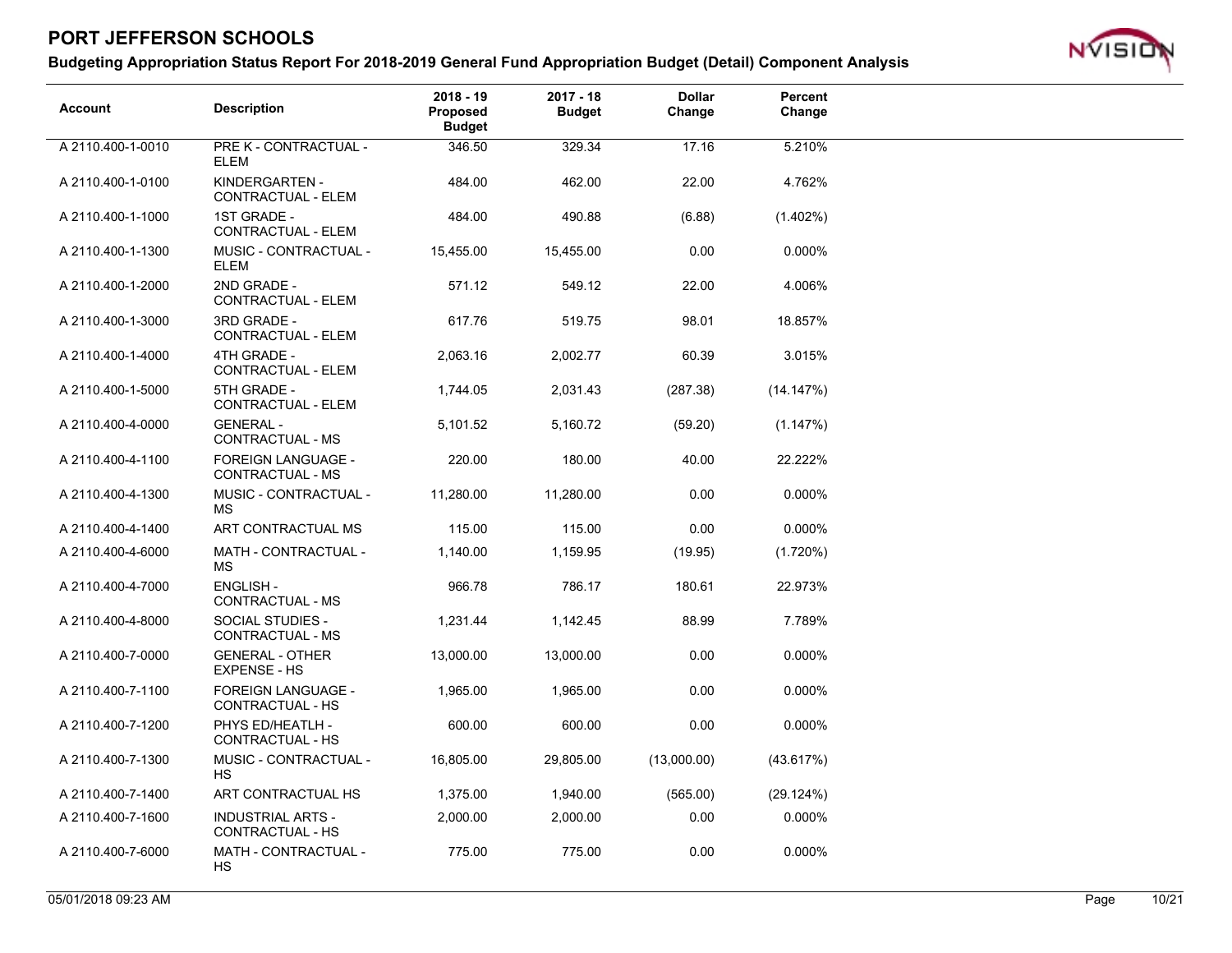# PORT JEFFERSON SCHOOLS

## Budgeting Appropriation Status Report For 2018-2019 General Fund Appropriation Budget (Detail) Component Analysis

| Account | Description | 2018 - 19 Proposed Budget | 2017 - 18 Budget | Dollar Change | Percent Change |
|---|---|---|---|---|---|
| A 2110.400-1-0010 | PRE K - CONTRACTUAL - ELEM | 346.50 | 329.34 | 17.16 | 5.210% |
| A 2110.400-1-0100 | KINDERGARTEN - CONTRACTUAL - ELEM | 484.00 | 462.00 | 22.00 | 4.762% |
| A 2110.400-1-1000 | 1ST GRADE - CONTRACTUAL - ELEM | 484.00 | 490.88 | (6.88) | (1.402%) |
| A 2110.400-1-1300 | MUSIC - CONTRACTUAL - ELEM | 15,455.00 | 15,455.00 | 0.00 | 0.000% |
| A 2110.400-1-2000 | 2ND GRADE - CONTRACTUAL - ELEM | 571.12 | 549.12 | 22.00 | 4.006% |
| A 2110.400-1-3000 | 3RD GRADE - CONTRACTUAL - ELEM | 617.76 | 519.75 | 98.01 | 18.857% |
| A 2110.400-1-4000 | 4TH GRADE - CONTRACTUAL - ELEM | 2,063.16 | 2,002.77 | 60.39 | 3.015% |
| A 2110.400-1-5000 | 5TH GRADE - CONTRACTUAL - ELEM | 1,744.05 | 2,031.43 | (287.38) | (14.147%) |
| A 2110.400-4-0000 | GENERAL - CONTRACTUAL - MS | 5,101.52 | 5,160.72 | (59.20) | (1.147%) |
| A 2110.400-4-1100 | FOREIGN LANGUAGE - CONTRACTUAL - MS | 220.00 | 180.00 | 40.00 | 22.222% |
| A 2110.400-4-1300 | MUSIC - CONTRACTUAL - MS | 11,280.00 | 11,280.00 | 0.00 | 0.000% |
| A 2110.400-4-1400 | ART CONTRACTUAL MS | 115.00 | 115.00 | 0.00 | 0.000% |
| A 2110.400-4-6000 | MATH - CONTRACTUAL - MS | 1,140.00 | 1,159.95 | (19.95) | (1.720%) |
| A 2110.400-4-7000 | ENGLISH - CONTRACTUAL - MS | 966.78 | 786.17 | 180.61 | 22.973% |
| A 2110.400-4-8000 | SOCIAL STUDIES - CONTRACTUAL - MS | 1,231.44 | 1,142.45 | 88.99 | 7.789% |
| A 2110.400-7-0000 | GENERAL - OTHER EXPENSE - HS | 13,000.00 | 13,000.00 | 0.00 | 0.000% |
| A 2110.400-7-1100 | FOREIGN LANGUAGE - CONTRACTUAL - HS | 1,965.00 | 1,965.00 | 0.00 | 0.000% |
| A 2110.400-7-1200 | PHYS ED/HEATLH - CONTRACTUAL - HS | 600.00 | 600.00 | 0.00 | 0.000% |
| A 2110.400-7-1300 | MUSIC - CONTRACTUAL - HS | 16,805.00 | 29,805.00 | (13,000.00) | (43.617%) |
| A 2110.400-7-1400 | ART CONTRACTUAL HS | 1,375.00 | 1,940.00 | (565.00) | (29.124%) |
| A 2110.400-7-1600 | INDUSTRIAL ARTS - CONTRACTUAL - HS | 2,000.00 | 2,000.00 | 0.00 | 0.000% |
| A 2110.400-7-6000 | MATH - CONTRACTUAL - HS | 775.00 | 775.00 | 0.00 | 0.000% |

05/01/2018 09:23 AM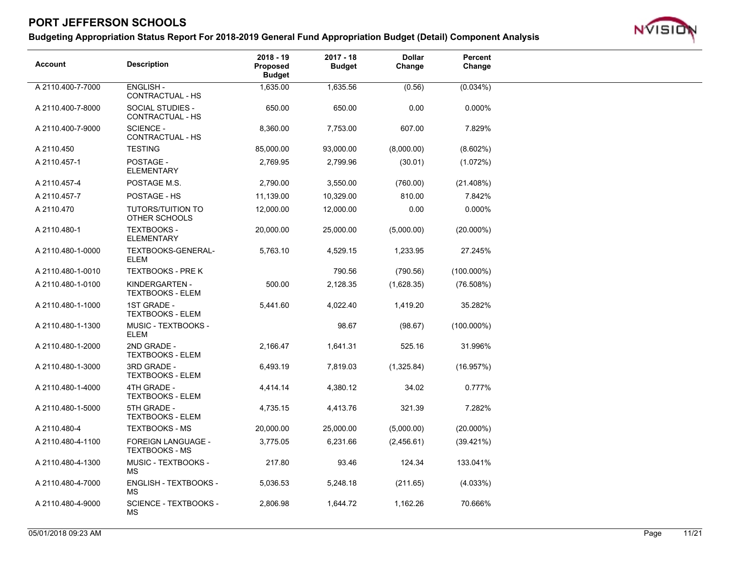# PORT JEFFERSON SCHOOLS

## Budgeting Appropriation Status Report For 2018-2019 General Fund Appropriation Budget (Detail) Component Analysis

| Account | Description | 2018 - 19 Proposed Budget | 2017 - 18 Budget | Dollar Change | Percent Change |
|---|---|---|---|---|---|
| A 2110.400-7-7000 | ENGLISH - CONTRACTUAL - HS | 1,635.00 | 1,635.56 | (0.56) | (0.034%) |
| A 2110.400-7-8000 | SOCIAL STUDIES - CONTRACTUAL - HS | 650.00 | 650.00 | 0.00 | 0.000% |
| A 2110.400-7-9000 | SCIENCE - CONTRACTUAL - HS | 8,360.00 | 7,753.00 | 607.00 | 7.829% |
| A 2110.450 | TESTING | 85,000.00 | 93,000.00 | (8,000.00) | (8.602%) |
| A 2110.457-1 | POSTAGE - ELEMENTARY | 2,769.95 | 2,799.96 | (30.01) | (1.072%) |
| A 2110.457-4 | POSTAGE M.S. | 2,790.00 | 3,550.00 | (760.00) | (21.408%) |
| A 2110.457-7 | POSTAGE - HS | 11,139.00 | 10,329.00 | 810.00 | 7.842% |
| A 2110.470 | TUTORS/TUITION TO OTHER SCHOOLS | 12,000.00 | 12,000.00 | 0.00 | 0.000% |
| A 2110.480-1 | TEXTBOOKS - ELEMENTARY | 20,000.00 | 25,000.00 | (5,000.00) | (20.000%) |
| A 2110.480-1-0000 | TEXTBOOKS-GENERAL-ELEM | 5,763.10 | 4,529.15 | 1,233.95 | 27.245% |
| A 2110.480-1-0010 | TEXTBOOKS - PRE K | | 790.56 | (790.56) | (100.000%) |
| A 2110.480-1-0100 | KINDERGARTEN - TEXTBOOKS - ELEM | 500.00 | 2,128.35 | (1,628.35) | (76.508%) |
| A 2110.480-1-1000 | 1ST GRADE - TEXTBOOKS - ELEM | 5,441.60 | 4,022.40 | 1,419.20 | 35.282% |
| A 2110.480-1-1300 | MUSIC - TEXTBOOKS - ELEM | | 98.67 | (98.67) | (100.000%) |
| A 2110.480-1-2000 | 2ND GRADE - TEXTBOOKS - ELEM | 2,166.47 | 1,641.31 | 525.16 | 31.996% |
| A 2110.480-1-3000 | 3RD GRADE - TEXTBOOKS - ELEM | 6,493.19 | 7,819.03 | (1,325.84) | (16.957%) |
| A 2110.480-1-4000 | 4TH GRADE - TEXTBOOKS - ELEM | 4,414.14 | 4,380.12 | 34.02 | 0.777% |
| A 2110.480-1-5000 | 5TH GRADE - TEXTBOOKS - ELEM | 4,735.15 | 4,413.76 | 321.39 | 7.282% |
| A 2110.480-4 | TEXTBOOKS - MS | 20,000.00 | 25,000.00 | (5,000.00) | (20.000%) |
| A 2110.480-4-1100 | FOREIGN LANGUAGE - TEXTBOOKS - MS | 3,775.05 | 6,231.66 | (2,456.61) | (39.421%) |
| A 2110.480-4-1300 | MUSIC - TEXTBOOKS - MS | 217.80 | 93.46 | 124.34 | 133.041% |
| A 2110.480-4-7000 | ENGLISH - TEXTBOOKS - MS | 5,036.53 | 5,248.18 | (211.65) | (4.033%) |
| A 2110.480-4-9000 | SCIENCE - TEXTBOOKS - MS | 2,806.98 | 1,644.72 | 1,162.26 | 70.666% |

05/01/2018 09:23 AM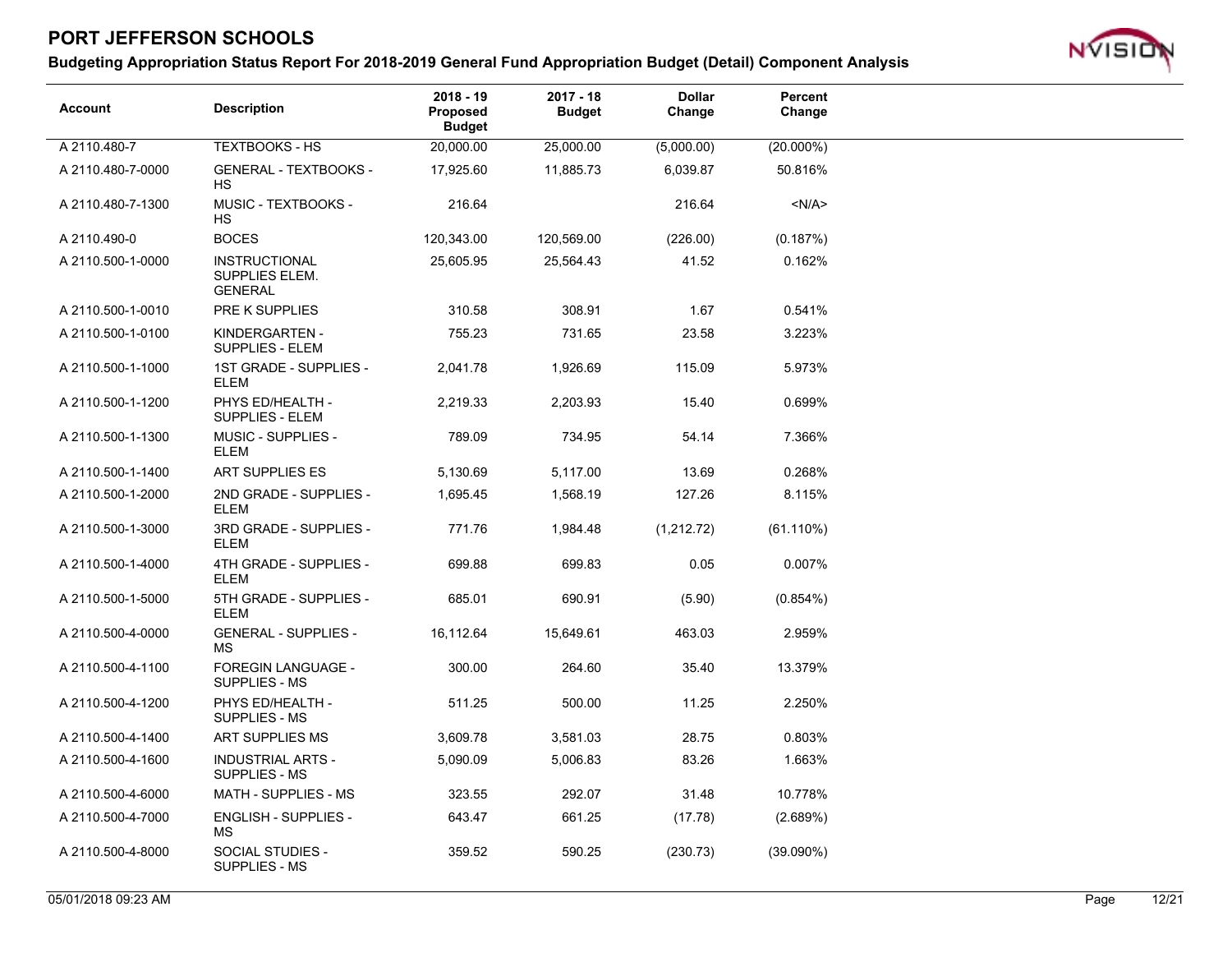# PORT JEFFERSON SCHOOLS

## Budgeting Appropriation Status Report For 2018-2019 General Fund Appropriation Budget (Detail) Component Analysis

| Account | Description | 2018 - 19 Proposed Budget | 2017 - 18 Budget | Dollar Change | Percent Change |
|---|---|---|---|---|---|
| A 2110.480-7 | TEXTBOOKS - HS | 20,000.00 | 25,000.00 | (5,000.00) | (20.000%) |
| A 2110.480-7-0000 | GENERAL - TEXTBOOKS - HS | 17,925.60 | 11,885.73 | 6,039.87 | 50.816% |
| A 2110.480-7-1300 | MUSIC - TEXTBOOKS - HS | 216.64 | | 216.64 | <N/A> |
| A 2110.490-0 | BOCES | 120,343.00 | 120,569.00 | (226.00) | (0.187%) |
| A 2110.500-1-0000 | INSTRUCTIONAL SUPPLIES ELEM. GENERAL | 25,605.95 | 25,564.43 | 41.52 | 0.162% |
| A 2110.500-1-0010 | PRE K SUPPLIES | 310.58 | 308.91 | 1.67 | 0.541% |
| A 2110.500-1-0100 | KINDERGARTEN - SUPPLIES - ELEM | 755.23 | 731.65 | 23.58 | 3.223% |
| A 2110.500-1-1000 | 1ST GRADE - SUPPLIES - ELEM | 2,041.78 | 1,926.69 | 115.09 | 5.973% |
| A 2110.500-1-1200 | PHYS ED/HEALTH - SUPPLIES - ELEM | 2,219.33 | 2,203.93 | 15.40 | 0.699% |
| A 2110.500-1-1300 | MUSIC - SUPPLIES - ELEM | 789.09 | 734.95 | 54.14 | 7.366% |
| A 2110.500-1-1400 | ART SUPPLIES ES | 5,130.69 | 5,117.00 | 13.69 | 0.268% |
| A 2110.500-1-2000 | 2ND GRADE - SUPPLIES - ELEM | 1,695.45 | 1,568.19 | 127.26 | 8.115% |
| A 2110.500-1-3000 | 3RD GRADE - SUPPLIES - ELEM | 771.76 | 1,984.48 | (1,212.72) | (61.110%) |
| A 2110.500-1-4000 | 4TH GRADE - SUPPLIES - ELEM | 699.88 | 699.83 | 0.05 | 0.007% |
| A 2110.500-1-5000 | 5TH GRADE - SUPPLIES - ELEM | 685.01 | 690.91 | (5.90) | (0.854%) |
| A 2110.500-4-0000 | GENERAL - SUPPLIES - MS | 16,112.64 | 15,649.61 | 463.03 | 2.959% |
| A 2110.500-4-1100 | FOREGIN LANGUAGE - SUPPLIES - MS | 300.00 | 264.60 | 35.40 | 13.379% |
| A 2110.500-4-1200 | PHYS ED/HEALTH - SUPPLIES - MS | 511.25 | 500.00 | 11.25 | 2.250% |
| A 2110.500-4-1400 | ART SUPPLIES MS | 3,609.78 | 3,581.03 | 28.75 | 0.803% |
| A 2110.500-4-1600 | INDUSTRIAL ARTS - SUPPLIES - MS | 5,090.09 | 5,006.83 | 83.26 | 1.663% |
| A 2110.500-4-6000 | MATH - SUPPLIES - MS | 323.55 | 292.07 | 31.48 | 10.778% |
| A 2110.500-4-7000 | ENGLISH - SUPPLIES - MS | 643.47 | 661.25 | (17.78) | (2.689%) |
| A 2110.500-4-8000 | SOCIAL STUDIES - SUPPLIES - MS | 359.52 | 590.25 | (230.73) | (39.090%) |

05/01/2018 09:23 AM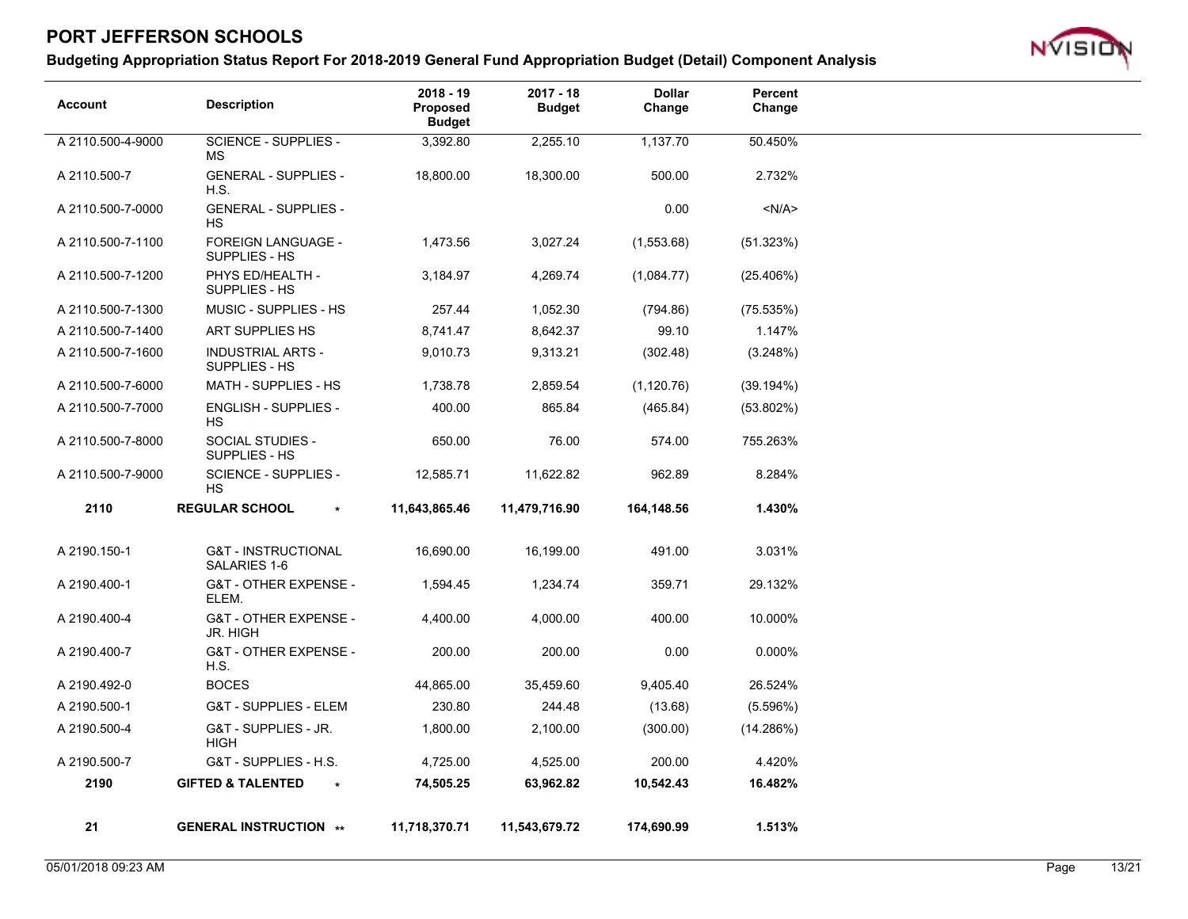# PORT JEFFERSON SCHOOLS

## Budgeting Appropriation Status Report For 2018-2019 General Fund Appropriation Budget (Detail) Component Analysis

| Account | Description | 2018 - 19 Proposed Budget | 2017 - 18 Budget | Dollar Change | Percent Change |
|---|---|---|---|---|---|
| A 2110.500-4-9000 | SCIENCE - SUPPLIES - MS | 3,392.80 | 2,255.10 | 1,137.70 | 50.450% |
| A 2110.500-7 | GENERAL - SUPPLIES - H.S. | 18,800.00 | 18,300.00 | 500.00 | 2.732% |
| A 2110.500-7-0000 | GENERAL - SUPPLIES - HS | | | 0.00 | <N/A> |
| A 2110.500-7-1100 | FOREIGN LANGUAGE - SUPPLIES - HS | 1,473.56 | 3,027.24 | (1,553.68) | (51.323%) |
| A 2110.500-7-1200 | PHYS ED/HEALTH - SUPPLIES - HS | 3,184.97 | 4,269.74 | (1,084.77) | (25.406%) |
| A 2110.500-7-1300 | MUSIC - SUPPLIES - HS | 257.44 | 1,052.30 | (794.86) | (75.535%) |
| A 2110.500-7-1400 | ART SUPPLIES HS | 8,741.47 | 8,642.37 | 99.10 | 1.147% |
| A 2110.500-7-1600 | INDUSTRIAL ARTS - SUPPLIES - HS | 9,010.73 | 9,313.21 | (302.48) | (3.248%) |
| A 2110.500-7-6000 | MATH - SUPPLIES - HS | 1,738.78 | 2,859.54 | (1,120.76) | (39.194%) |
| A 2110.500-7-7000 | ENGLISH - SUPPLIES - HS | 400.00 | 865.84 | (465.84) | (53.802%) |
| A 2110.500-7-8000 | SOCIAL STUDIES - SUPPLIES - HS | 650.00 | 76.00 | 574.00 | 755.263% |
| A 2110.500-7-9000 | SCIENCE - SUPPLIES - HS | 12,585.71 | 11,622.82 | 962.89 | 8.284% |
| **2110** | **REGULAR SCHOOL** * | **11,643,865.46** | **11,479,716.90** | **164,148.56** | **1.430%** |
| A 2190.150-1 | G&T - INSTRUCTIONAL SALARIES 1-6 | 16,690.00 | 16,199.00 | 491.00 | 3.031% |
| A 2190.400-1 | G&T - OTHER EXPENSE - ELEM. | 1,594.45 | 1,234.74 | 359.71 | 29.132% |
| A 2190.400-4 | G&T - OTHER EXPENSE - JR. HIGH | 4,400.00 | 4,000.00 | 400.00 | 10.000% |
| A 2190.400-7 | G&T - OTHER EXPENSE - H.S. | 200.00 | 200.00 | 0.00 | 0.000% |
| A 2190.492-0 | BOCES | 44,865.00 | 35,459.60 | 9,405.40 | 26.524% |
| A 2190.500-1 | G&T - SUPPLIES - ELEM | 230.80 | 244.48 | (13.68) | (5.596%) |
| A 2190.500-4 | G&T - SUPPLIES - JR. HIGH | 1,800.00 | 2,100.00 | (300.00) | (14.286%) |
| A 2190.500-7 | G&T - SUPPLIES - H.S. | 4,725.00 | 4,525.00 | 200.00 | 4.420% |
| **2190** | **GIFTED & TALENTED** * | **74,505.25** | **63,962.82** | **10,542.43** | **16.482%** |
| **21** | **GENERAL INSTRUCTION** ** | **11,718,370.71** | **11,543,679.72** | **174,690.99** | **1.513%** |

05/01/2018 09:23 AM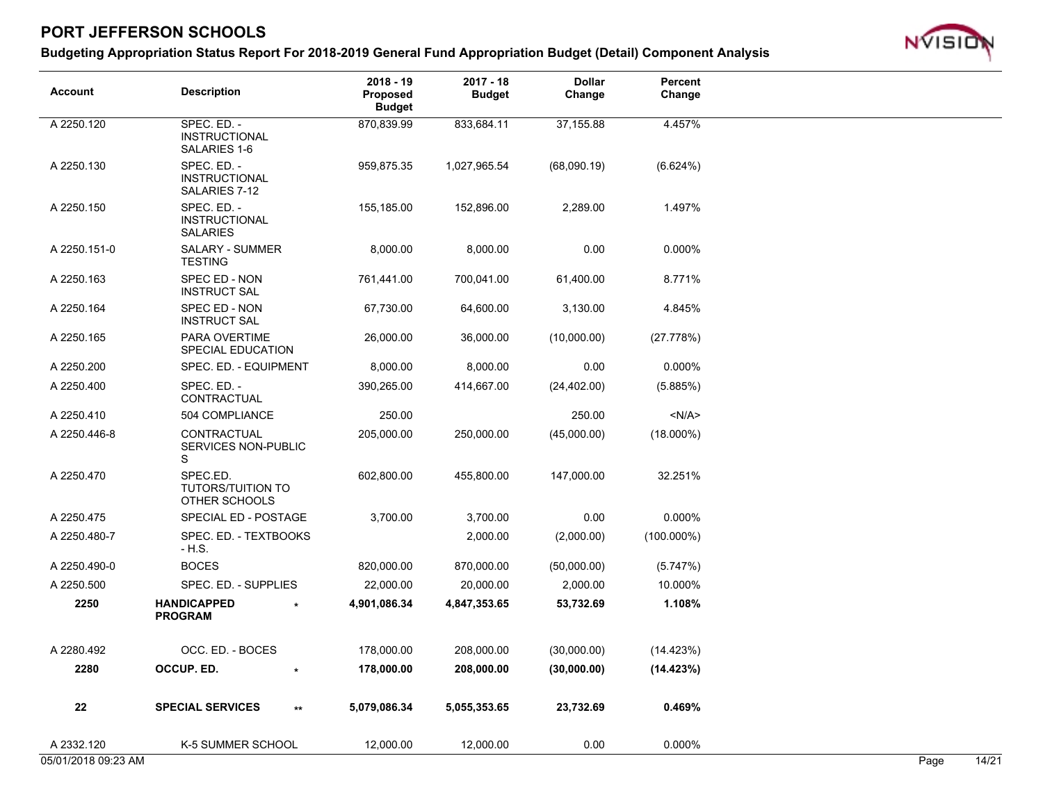# PORT JEFFERSON SCHOOLS

## Budgeting Appropriation Status Report For 2018-2019 General Fund Appropriation Budget (Detail) Component Analysis

| Account | Description | 2018 - 19 Proposed Budget | 2017 - 18 Budget | Dollar Change | Percent Change |
|---|---|---|---|---|---|
| A 2250.120 | SPEC. ED. - INSTRUCTIONAL SALARIES 1-6 | 870,839.99 | 833,684.11 | 37,155.88 | 4.457% |
| A 2250.130 | SPEC. ED. - INSTRUCTIONAL SALARIES 7-12 | 959,875.35 | 1,027,965.54 | (68,090.19) | (6.624%) |
| A 2250.150 | SPEC. ED. - INSTRUCTIONAL SALARIES | 155,185.00 | 152,896.00 | 2,289.00 | 1.497% |
| A 2250.151-0 | SALARY - SUMMER TESTING | 8,000.00 | 8,000.00 | 0.00 | 0.000% |
| A 2250.163 | SPEC ED - NON INSTRUCT SAL | 761,441.00 | 700,041.00 | 61,400.00 | 8.771% |
| A 2250.164 | SPEC ED - NON INSTRUCT SAL | 67,730.00 | 64,600.00 | 3,130.00 | 4.845% |
| A 2250.165 | PARA OVERTIME SPECIAL EDUCATION | 26,000.00 | 36,000.00 | (10,000.00) | (27.778%) |
| A 2250.200 | SPEC. ED. - EQUIPMENT | 8,000.00 | 8,000.00 | 0.00 | 0.000% |
| A 2250.400 | SPEC. ED. - CONTRACTUAL | 390,265.00 | 414,667.00 | (24,402.00) | (5.885%) |
| A 2250.410 | 504 COMPLIANCE | 250.00 | | 250.00 | <N/A> |
| A 2250.446-8 | CONTRACTUAL SERVICES NON-PUBLIC S | 205,000.00 | 250,000.00 | (45,000.00) | (18.000%) |
| A 2250.470 | SPEC.ED. TUTORS/TUITION TO OTHER SCHOOLS | 602,800.00 | 455,800.00 | 147,000.00 | 32.251% |
| A 2250.475 | SPECIAL ED - POSTAGE | 3,700.00 | 3,700.00 | 0.00 | 0.000% |
| A 2250.480-7 | SPEC. ED. - TEXTBOOKS - H.S. | | 2,000.00 | (2,000.00) | (100.000%) |
| A 2250.490-0 | BOCES | 820,000.00 | 870,000.00 | (50,000.00) | (5.747%) |
| A 2250.500 | SPEC. ED. - SUPPLIES | 22,000.00 | 20,000.00 | 2,000.00 | 10.000% |
| **2250** | **HANDICAPPED PROGRAM** * | **4,901,086.34** | **4,847,353.65** | **53,732.69** | **1.108%** |
| A 2280.492 | OCC. ED. - BOCES | 178,000.00 | 208,000.00 | (30,000.00) | (14.423%) |
| **2280** | **OCCUP. ED.** * | **178,000.00** | **208,000.00** | **(30,000.00)** | **(14.423%)** |
| **22** | **SPECIAL SERVICES** ** | **5,079,086.34** | **5,055,353.65** | **23,732.69** | **0.469%** |
| A 2332.120 | K-5 SUMMER SCHOOL | 12,000.00 | 12,000.00 | 0.00 | 0.000% |

05/01/2018 09:23 AM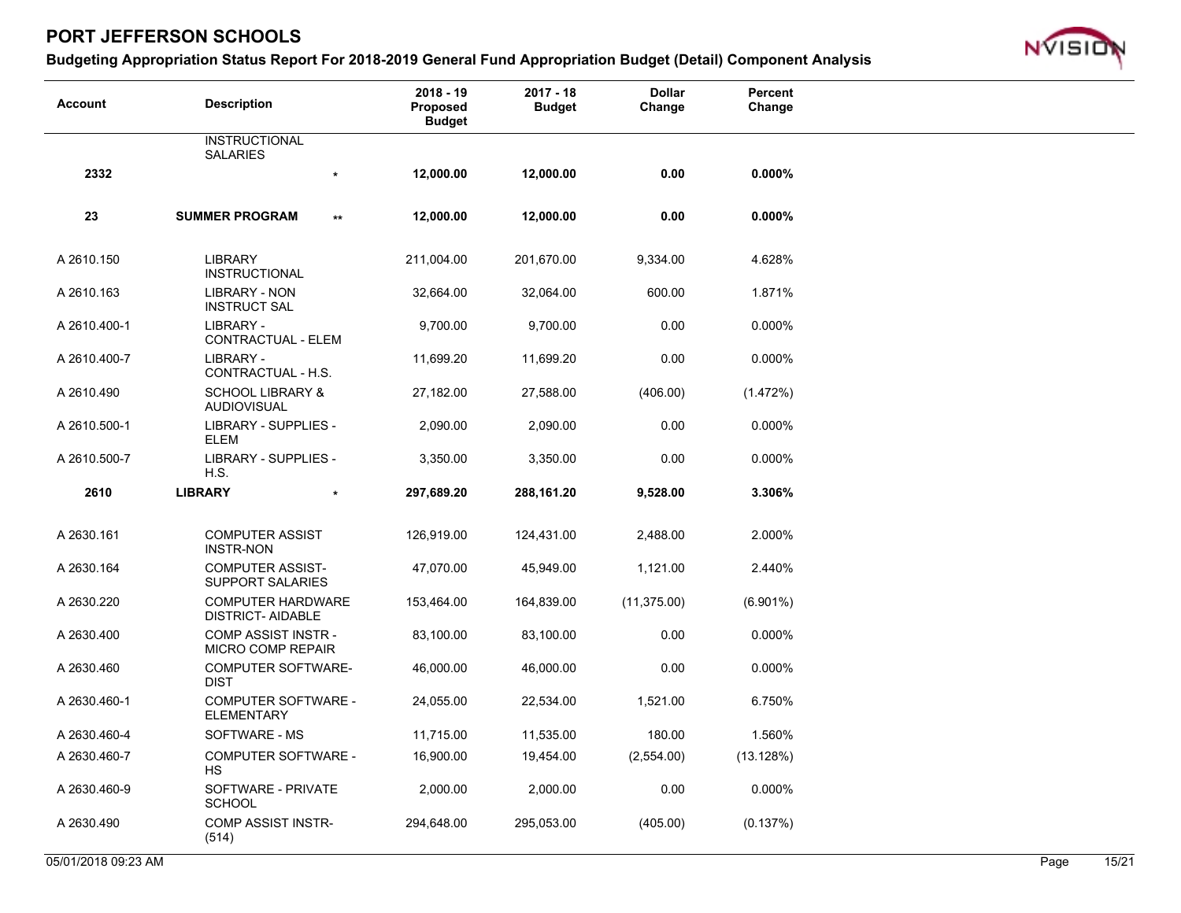# PORT JEFFERSON SCHOOLS

## Budgeting Appropriation Status Report For 2018-2019 General Fund Appropriation Budget (Detail) Component Analysis

| Account | Description | | 2018 - 19 Proposed Budget | 2017 - 18 Budget | Dollar Change | Percent Change |
|---|---|---|---|---|---|---|
| | INSTRUCTIONAL SALARIES | | | | | |
| **2332** | | * | **12,000.00** | **12,000.00** | **0.00** | **0.000%** |
| **23** | **SUMMER PROGRAM** | ** | **12,000.00** | **12,000.00** | **0.00** | **0.000%** |
| A 2610.150 | LIBRARY INSTRUCTIONAL | | 211,004.00 | 201,670.00 | 9,334.00 | 4.628% |
| A 2610.163 | LIBRARY - NON INSTRUCT SAL | | 32,664.00 | 32,064.00 | 600.00 | 1.871% |
| A 2610.400-1 | LIBRARY - CONTRACTUAL - ELEM | | 9,700.00 | 9,700.00 | 0.00 | 0.000% |
| A 2610.400-7 | LIBRARY - CONTRACTUAL - H.S. | | 11,699.20 | 11,699.20 | 0.00 | 0.000% |
| A 2610.490 | SCHOOL LIBRARY & AUDIOVISUAL | | 27,182.00 | 27,588.00 | (406.00) | (1.472%) |
| A 2610.500-1 | LIBRARY - SUPPLIES - ELEM | | 2,090.00 | 2,090.00 | 0.00 | 0.000% |
| A 2610.500-7 | LIBRARY - SUPPLIES - H.S. | | 3,350.00 | 3,350.00 | 0.00 | 0.000% |
| **2610** | **LIBRARY** | * | **297,689.20** | **288,161.20** | **9,528.00** | **3.306%** |
| A 2630.161 | COMPUTER ASSIST INSTR-NON | | 126,919.00 | 124,431.00 | 2,488.00 | 2.000% |
| A 2630.164 | COMPUTER ASSIST- SUPPORT SALARIES | | 47,070.00 | 45,949.00 | 1,121.00 | 2.440% |
| A 2630.220 | COMPUTER HARDWARE DISTRICT- AIDABLE | | 153,464.00 | 164,839.00 | (11,375.00) | (6.901%) |
| A 2630.400 | COMP ASSIST INSTR - MICRO COMP REPAIR | | 83,100.00 | 83,100.00 | 0.00 | 0.000% |
| A 2630.460 | COMPUTER SOFTWARE- DIST | | 46,000.00 | 46,000.00 | 0.00 | 0.000% |
| A 2630.460-1 | COMPUTER SOFTWARE - ELEMENTARY | | 24,055.00 | 22,534.00 | 1,521.00 | 6.750% |
| A 2630.460-4 | SOFTWARE - MS | | 11,715.00 | 11,535.00 | 180.00 | 1.560% |
| A 2630.460-7 | COMPUTER SOFTWARE - HS | | 16,900.00 | 19,454.00 | (2,554.00) | (13.128%) |
| A 2630.460-9 | SOFTWARE - PRIVATE SCHOOL | | 2,000.00 | 2,000.00 | 0.00 | 0.000% |
| A 2630.490 | COMP ASSIST INSTR- (514) | | 294,648.00 | 295,053.00 | (405.00) | (0.137%) |

05/01/2018 09:23 AM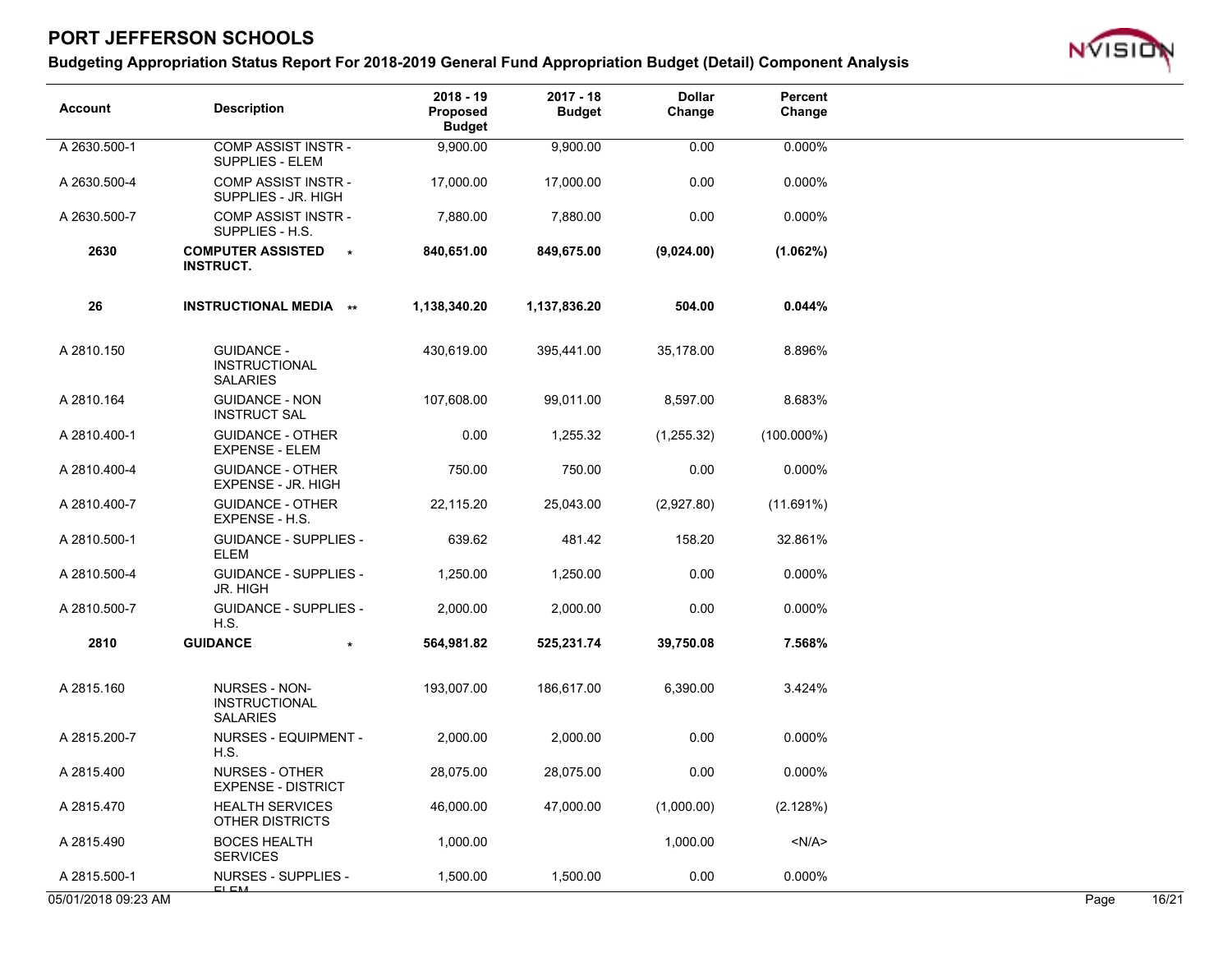# PORT JEFFERSON SCHOOLS

## Budgeting Appropriation Status Report For 2018-2019 General Fund Appropriation Budget (Detail) Component Analysis

| Account | Description | 2018 - 19 Proposed Budget | 2017 - 18 Budget | Dollar Change | Percent Change |
|---|---|---|---|---|---|
| A 2630.500-1 | COMP ASSIST INSTR - SUPPLIES - ELEM | 9,900.00 | 9,900.00 | 0.00 | 0.000% |
| A 2630.500-4 | COMP ASSIST INSTR - SUPPLIES - JR. HIGH | 17,000.00 | 17,000.00 | 0.00 | 0.000% |
| A 2630.500-7 | COMP ASSIST INSTR - SUPPLIES - H.S. | 7,880.00 | 7,880.00 | 0.00 | 0.000% |
| **2630** | **COMPUTER ASSISTED INSTRUCT.** * | **840,651.00** | **849,675.00** | **(9,024.00)** | **(1.062%)** |
| **26** | **INSTRUCTIONAL MEDIA** ** | **1,138,340.20** | **1,137,836.20** | **504.00** | **0.044%** |
| A 2810.150 | GUIDANCE - INSTRUCTIONAL SALARIES | 430,619.00 | 395,441.00 | 35,178.00 | 8.896% |
| A 2810.164 | GUIDANCE - NON INSTRUCT SAL | 107,608.00 | 99,011.00 | 8,597.00 | 8.683% |
| A 2810.400-1 | GUIDANCE - OTHER EXPENSE - ELEM | 0.00 | 1,255.32 | (1,255.32) | (100.000%) |
| A 2810.400-4 | GUIDANCE - OTHER EXPENSE - JR. HIGH | 750.00 | 750.00 | 0.00 | 0.000% |
| A 2810.400-7 | GUIDANCE - OTHER EXPENSE - H.S. | 22,115.20 | 25,043.00 | (2,927.80) | (11.691%) |
| A 2810.500-1 | GUIDANCE - SUPPLIES - ELEM | 639.62 | 481.42 | 158.20 | 32.861% |
| A 2810.500-4 | GUIDANCE - SUPPLIES - JR. HIGH | 1,250.00 | 1,250.00 | 0.00 | 0.000% |
| A 2810.500-7 | GUIDANCE - SUPPLIES - H.S. | 2,000.00 | 2,000.00 | 0.00 | 0.000% |
| **2810** | **GUIDANCE** * | **564,981.82** | **525,231.74** | **39,750.08** | **7.568%** |
| A 2815.160 | NURSES - NON-INSTRUCTIONAL SALARIES | 193,007.00 | 186,617.00 | 6,390.00 | 3.424% |
| A 2815.200-7 | NURSES - EQUIPMENT - H.S. | 2,000.00 | 2,000.00 | 0.00 | 0.000% |
| A 2815.400 | NURSES - OTHER EXPENSE - DISTRICT | 28,075.00 | 28,075.00 | 0.00 | 0.000% |
| A 2815.470 | HEALTH SERVICES OTHER DISTRICTS | 46,000.00 | 47,000.00 | (1,000.00) | (2.128%) |
| A 2815.490 | BOCES HEALTH SERVICES | 1,000.00 | | 1,000.00 | <N/A> |
| A 2815.500-1 | NURSES - SUPPLIES - ELEM | 1,500.00 | 1,500.00 | 0.00 | 0.000% |

05/01/2018 09:23 AM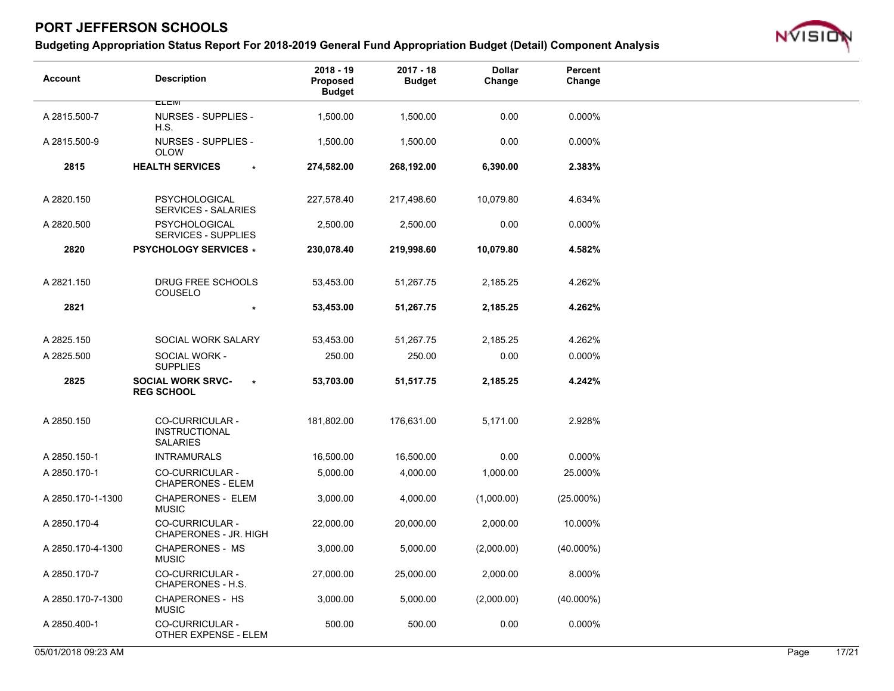# PORT JEFFERSON SCHOOLS

## Budgeting Appropriation Status Report For 2018-2019 General Fund Appropriation Budget (Detail) Component Analysis

| Account | Description | 2018 - 19 Proposed Budget | 2017 - 18 Budget | Dollar Change | Percent Change |
|---|---|---|---|---|---|
| | ELEM | | | | |
| A 2815.500-7 | NURSES - SUPPLIES - H.S. | 1,500.00 | 1,500.00 | 0.00 | 0.000% |
| A 2815.500-9 | NURSES - SUPPLIES - OLOW | 1,500.00 | 1,500.00 | 0.00 | 0.000% |
| **2815** | **HEALTH SERVICES** * | **274,582.00** | **268,192.00** | **6,390.00** | **2.383%** |
| A 2820.150 | PSYCHOLOGICAL SERVICES - SALARIES | 227,578.40 | 217,498.60 | 10,079.80 | 4.634% |
| A 2820.500 | PSYCHOLOGICAL SERVICES - SUPPLIES | 2,500.00 | 2,500.00 | 0.00 | 0.000% |
| **2820** | **PSYCHOLOGY SERVICES** * | **230,078.40** | **219,998.60** | **10,079.80** | **4.582%** |
| A 2821.150 | DRUG FREE SCHOOLS COUSELO | 53,453.00 | 51,267.75 | 2,185.25 | 4.262% |
| **2821** | * | **53,453.00** | **51,267.75** | **2,185.25** | **4.262%** |
| A 2825.150 | SOCIAL WORK SALARY | 53,453.00 | 51,267.75 | 2,185.25 | 4.262% |
| A 2825.500 | SOCIAL WORK - SUPPLIES | 250.00 | 250.00 | 0.00 | 0.000% |
| **2825** | **SOCIAL WORK SRVC-REG SCHOOL** * | **53,703.00** | **51,517.75** | **2,185.25** | **4.242%** |
| A 2850.150 | CO-CURRICULAR - INSTRUCTIONAL SALARIES | 181,802.00 | 176,631.00 | 5,171.00 | 2.928% |
| A 2850.150-1 | INTRAMURALS | 16,500.00 | 16,500.00 | 0.00 | 0.000% |
| A 2850.170-1 | CO-CURRICULAR - CHAPERONES - ELEM | 5,000.00 | 4,000.00 | 1,000.00 | 25.000% |
| A 2850.170-1-1300 | CHAPERONES - ELEM MUSIC | 3,000.00 | 4,000.00 | (1,000.00) | (25.000%) |
| A 2850.170-4 | CO-CURRICULAR - CHAPERONES - JR. HIGH | 22,000.00 | 20,000.00 | 2,000.00 | 10.000% |
| A 2850.170-4-1300 | CHAPERONES - MS MUSIC | 3,000.00 | 5,000.00 | (2,000.00) | (40.000%) |
| A 2850.170-7 | CO-CURRICULAR - CHAPERONES - H.S. | 27,000.00 | 25,000.00 | 2,000.00 | 8.000% |
| A 2850.170-7-1300 | CHAPERONES - HS MUSIC | 3,000.00 | 5,000.00 | (2,000.00) | (40.000%) |
| A 2850.400-1 | CO-CURRICULAR - OTHER EXPENSE - ELEM | 500.00 | 500.00 | 0.00 | 0.000% |

05/01/2018 09:23 AM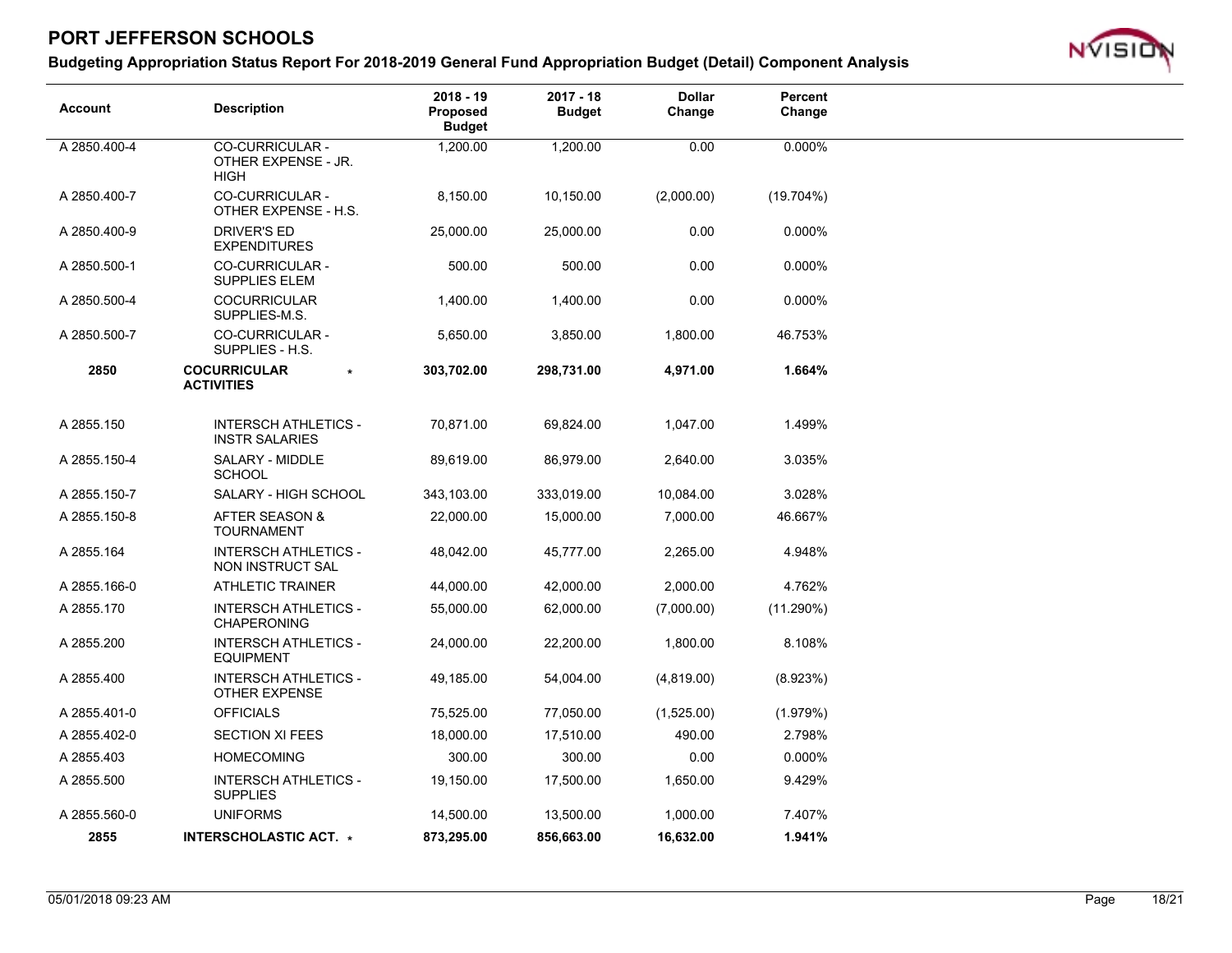# PORT JEFFERSON SCHOOLS

## Budgeting Appropriation Status Report For 2018-2019 General Fund Appropriation Budget (Detail) Component Analysis

| Account | Description | 2018 - 19 Proposed Budget | 2017 - 18 Budget | Dollar Change | Percent Change |
|---|---|---|---|---|---|
| A 2850.400-4 | CO-CURRICULAR - OTHER EXPENSE - JR. HIGH | 1,200.00 | 1,200.00 | 0.00 | 0.000% |
| A 2850.400-7 | CO-CURRICULAR - OTHER EXPENSE - H.S. | 8,150.00 | 10,150.00 | (2,000.00) | (19.704%) |
| A 2850.400-9 | DRIVER'S ED EXPENDITURES | 25,000.00 | 25,000.00 | 0.00 | 0.000% |
| A 2850.500-1 | CO-CURRICULAR - SUPPLIES ELEM | 500.00 | 500.00 | 0.00 | 0.000% |
| A 2850.500-4 | COCURRICULAR SUPPLIES-M.S. | 1,400.00 | 1,400.00 | 0.00 | 0.000% |
| A 2850.500-7 | CO-CURRICULAR - SUPPLIES - H.S. | 5,650.00 | 3,850.00 | 1,800.00 | 46.753% |
| **2850** | **COCURRICULAR ACTIVITIES** * | **303,702.00** | **298,731.00** | **4,971.00** | **1.664%** |
| A 2855.150 | INTERSCH ATHLETICS - INSTR SALARIES | 70,871.00 | 69,824.00 | 1,047.00 | 1.499% |
| A 2855.150-4 | SALARY - MIDDLE SCHOOL | 89,619.00 | 86,979.00 | 2,640.00 | 3.035% |
| A 2855.150-7 | SALARY - HIGH SCHOOL | 343,103.00 | 333,019.00 | 10,084.00 | 3.028% |
| A 2855.150-8 | AFTER SEASON & TOURNAMENT | 22,000.00 | 15,000.00 | 7,000.00 | 46.667% |
| A 2855.164 | INTERSCH ATHLETICS - NON INSTRUCT SAL | 48,042.00 | 45,777.00 | 2,265.00 | 4.948% |
| A 2855.166-0 | ATHLETIC TRAINER | 44,000.00 | 42,000.00 | 2,000.00 | 4.762% |
| A 2855.170 | INTERSCH ATHLETICS - CHAPERONING | 55,000.00 | 62,000.00 | (7,000.00) | (11.290%) |
| A 2855.200 | INTERSCH ATHLETICS - EQUIPMENT | 24,000.00 | 22,200.00 | 1,800.00 | 8.108% |
| A 2855.400 | INTERSCH ATHLETICS - OTHER EXPENSE | 49,185.00 | 54,004.00 | (4,819.00) | (8.923%) |
| A 2855.401-0 | OFFICIALS | 75,525.00 | 77,050.00 | (1,525.00) | (1.979%) |
| A 2855.402-0 | SECTION XI FEES | 18,000.00 | 17,510.00 | 490.00 | 2.798% |
| A 2855.403 | HOMECOMING | 300.00 | 300.00 | 0.00 | 0.000% |
| A 2855.500 | INTERSCH ATHLETICS - SUPPLIES | 19,150.00 | 17,500.00 | 1,650.00 | 9.429% |
| A 2855.560-0 | UNIFORMS | 14,500.00 | 13,500.00 | 1,000.00 | 7.407% |
| **2855** | **INTERSCHOLASTIC ACT.** * | **873,295.00** | **856,663.00** | **16,632.00** | **1.941%** |

05/01/2018 09:23 AM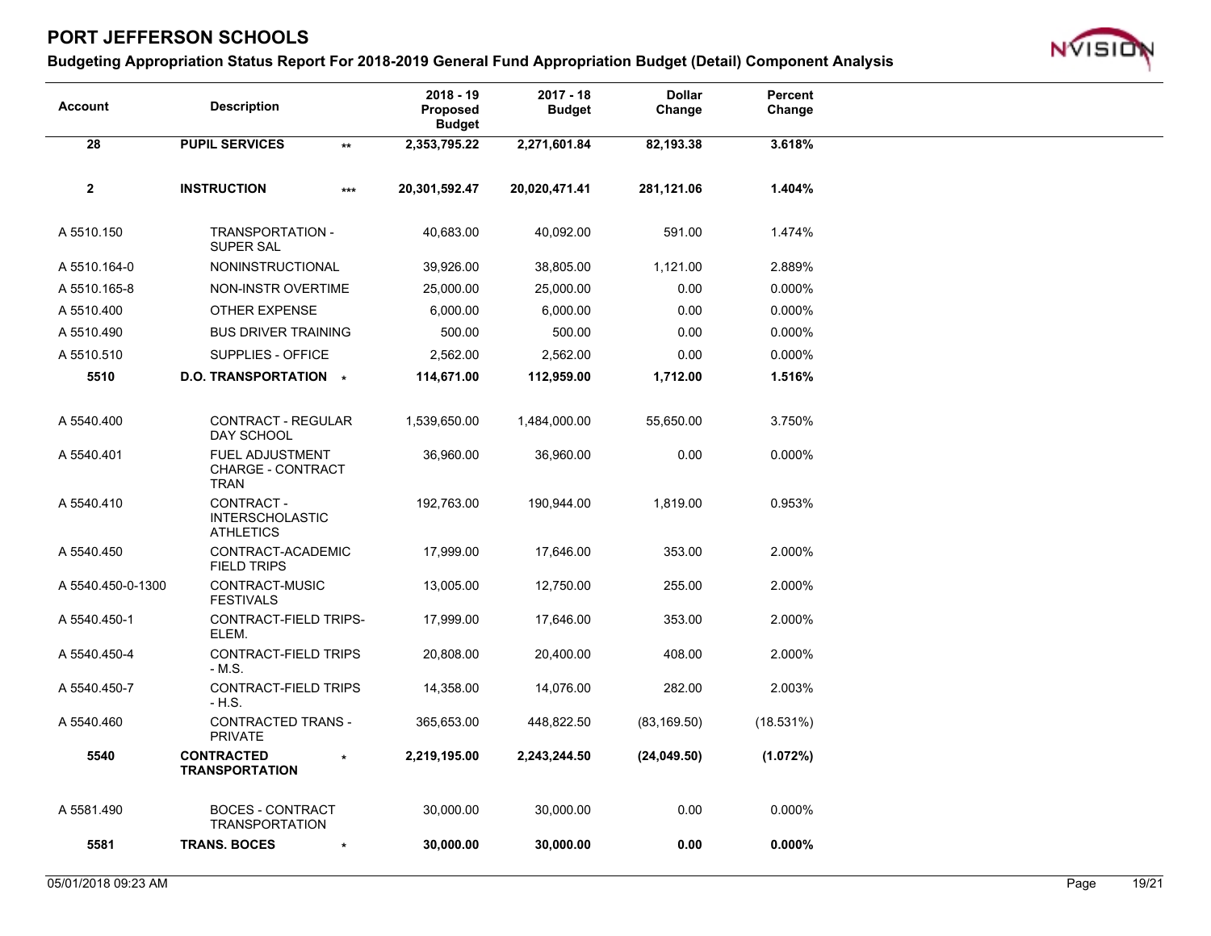# PORT JEFFERSON SCHOOLS

## Budgeting Appropriation Status Report For 2018-2019 General Fund Appropriation Budget (Detail) Component Analysis

| Account | Description | | 2018 - 19 Proposed Budget | 2017 - 18 Budget | Dollar Change | Percent Change |
|---|---|---|---|---|---|---|
| **28** | **PUPIL SERVICES** | ** | **2,353,795.22** | **2,271,601.84** | **82,193.38** | **3.618%** |
| **2** | **INSTRUCTION** | *** | **20,301,592.47** | **20,020,471.41** | **281,121.06** | **1.404%** |
| A 5510.150 | TRANSPORTATION - SUPER SAL | | 40,683.00 | 40,092.00 | 591.00 | 1.474% |
| A 5510.164-0 | NONINSTRUCTIONAL | | 39,926.00 | 38,805.00 | 1,121.00 | 2.889% |
| A 5510.165-8 | NON-INSTR OVERTIME | | 25,000.00 | 25,000.00 | 0.00 | 0.000% |
| A 5510.400 | OTHER EXPENSE | | 6,000.00 | 6,000.00 | 0.00 | 0.000% |
| A 5510.490 | BUS DRIVER TRAINING | | 500.00 | 500.00 | 0.00 | 0.000% |
| A 5510.510 | SUPPLIES - OFFICE | | 2,562.00 | 2,562.00 | 0.00 | 0.000% |
| **5510** | **D.O. TRANSPORTATION** | * | **114,671.00** | **112,959.00** | **1,712.00** | **1.516%** |
| A 5540.400 | CONTRACT - REGULAR DAY SCHOOL | | 1,539,650.00 | 1,484,000.00 | 55,650.00 | 3.750% |
| A 5540.401 | FUEL ADJUSTMENT CHARGE - CONTRACT TRAN | | 36,960.00 | 36,960.00 | 0.00 | 0.000% |
| A 5540.410 | CONTRACT - INTERSCHOLASTIC ATHLETICS | | 192,763.00 | 190,944.00 | 1,819.00 | 0.953% |
| A 5540.450 | CONTRACT-ACADEMIC FIELD TRIPS | | 17,999.00 | 17,646.00 | 353.00 | 2.000% |
| A 5540.450-0-1300 | CONTRACT-MUSIC FESTIVALS | | 13,005.00 | 12,750.00 | 255.00 | 2.000% |
| A 5540.450-1 | CONTRACT-FIELD TRIPS-ELEM. | | 17,999.00 | 17,646.00 | 353.00 | 2.000% |
| A 5540.450-4 | CONTRACT-FIELD TRIPS - M.S. | | 20,808.00 | 20,400.00 | 408.00 | 2.000% |
| A 5540.450-7 | CONTRACT-FIELD TRIPS - H.S. | | 14,358.00 | 14,076.00 | 282.00 | 2.003% |
| A 5540.460 | CONTRACTED TRANS - PRIVATE | | 365,653.00 | 448,822.50 | (83,169.50) | (18.531%) |
| **5540** | **CONTRACTED TRANSPORTATION** | * | **2,219,195.00** | **2,243,244.50** | **(24,049.50)** | **(1.072%)** |
| A 5581.490 | BOCES - CONTRACT TRANSPORTATION | | 30,000.00 | 30,000.00 | 0.00 | 0.000% |
| **5581** | **TRANS. BOCES** | * | **30,000.00** | **30,000.00** | **0.00** | **0.000%** |

05/01/2018 09:23 AM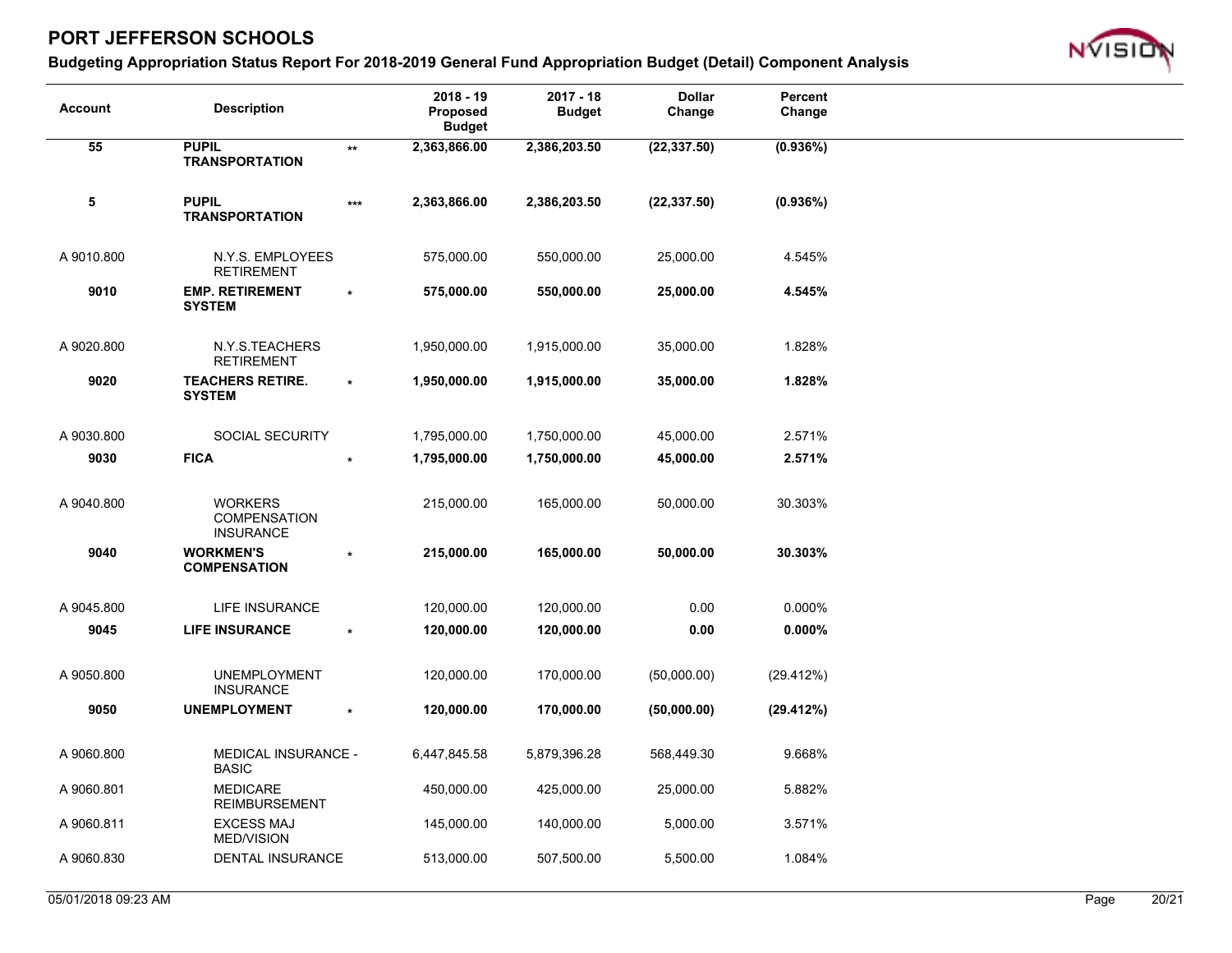# PORT JEFFERSON SCHOOLS

## Budgeting Appropriation Status Report For 2018-2019 General Fund Appropriation Budget (Detail) Component Analysis

| Account | Description | | 2018 - 19 Proposed Budget | 2017 - 18 Budget | Dollar Change | Percent Change |
|---|---|---|---|---|---|---|
| **55** | **PUPIL TRANSPORTATION** | ** | **2,363,866.00** | **2,386,203.50** | **(22,337.50)** | **(0.936%)** |
| **5** | **PUPIL TRANSPORTATION** | *** | **2,363,866.00** | **2,386,203.50** | **(22,337.50)** | **(0.936%)** |
| A 9010.800 | N.Y.S. EMPLOYEES RETIREMENT | | 575,000.00 | 550,000.00 | 25,000.00 | 4.545% |
| **9010** | **EMP. RETIREMENT SYSTEM** | * | **575,000.00** | **550,000.00** | **25,000.00** | **4.545%** |
| A 9020.800 | N.Y.S.TEACHERS RETIREMENT | | 1,950,000.00 | 1,915,000.00 | 35,000.00 | 1.828% |
| **9020** | **TEACHERS RETIRE. SYSTEM** | * | **1,950,000.00** | **1,915,000.00** | **35,000.00** | **1.828%** |
| A 9030.800 | SOCIAL SECURITY | | 1,795,000.00 | 1,750,000.00 | 45,000.00 | 2.571% |
| **9030** | **FICA** | * | **1,795,000.00** | **1,750,000.00** | **45,000.00** | **2.571%** |
| A 9040.800 | WORKERS COMPENSATION INSURANCE | | 215,000.00 | 165,000.00 | 50,000.00 | 30.303% |
| **9040** | **WORKMEN'S COMPENSATION** | * | **215,000.00** | **165,000.00** | **50,000.00** | **30.303%** |
| A 9045.800 | LIFE INSURANCE | | 120,000.00 | 120,000.00 | 0.00 | 0.000% |
| **9045** | **LIFE INSURANCE** | * | **120,000.00** | **120,000.00** | **0.00** | **0.000%** |
| A 9050.800 | UNEMPLOYMENT INSURANCE | | 120,000.00 | 170,000.00 | (50,000.00) | (29.412%) |
| **9050** | **UNEMPLOYMENT** | * | **120,000.00** | **170,000.00** | **(50,000.00)** | **(29.412%)** |
| A 9060.800 | MEDICAL INSURANCE - BASIC | | 6,447,845.58 | 5,879,396.28 | 568,449.30 | 9.668% |
| A 9060.801 | MEDICARE REIMBURSEMENT | | 450,000.00 | 425,000.00 | 25,000.00 | 5.882% |
| A 9060.811 | EXCESS MAJ MED/VISION | | 145,000.00 | 140,000.00 | 5,000.00 | 3.571% |
| A 9060.830 | DENTAL INSURANCE | | 513,000.00 | 507,500.00 | 5,500.00 | 1.084% |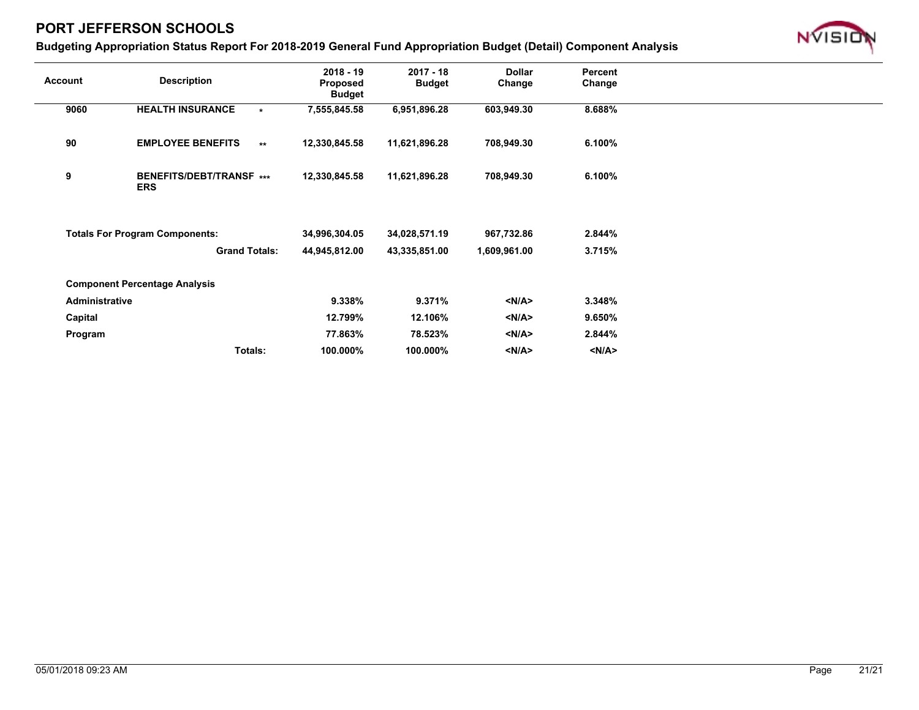# PORT JEFFERSON SCHOOLS

## Budgeting Appropriation Status Report For 2018-2019 General Fund Appropriation Budget (Detail) Component Analysis

| Account | Description | | 2018 - 19 Proposed Budget | 2017 - 18 Budget | Dollar Change | Percent Change |
|---|---|---|---|---|---|---|
| 9060 | HEALTH INSURANCE | * | 7,555,845.58 | 6,951,896.28 | 603,949.30 | 8.688% |
| 90 | EMPLOYEE BENEFITS | ** | 12,330,845.58 | 11,621,896.28 | 708,949.30 | 6.100% |
| 9 | BENEFITS/DEBT/TRANSFERS | *** | 12,330,845.58 | 11,621,896.28 | 708,949.30 | 6.100% |
| Totals For Program Components: | | | 34,996,304.05 | 34,028,571.19 | 967,732.86 | 2.844% |
| | Grand Totals: | | 44,945,812.00 | 43,335,851.00 | 1,609,961.00 | 3.715% |

**Component Percentage Analysis**

| | | 2018 - 19 Proposed Budget | 2017 - 18 Budget | Dollar Change | Percent Change |
|---|---|---|---|---|---|
| Administrative | | 9.338% | 9.371% | <N/A> | 3.348% |
| Capital | | 12.799% | 12.106% | <N/A> | 9.650% |
| Program | | 77.863% | 78.523% | <N/A> | 2.844% |
| | Totals: | 100.000% | 100.000% | <N/A> | <N/A> |

05/01/2018 09:23 AM